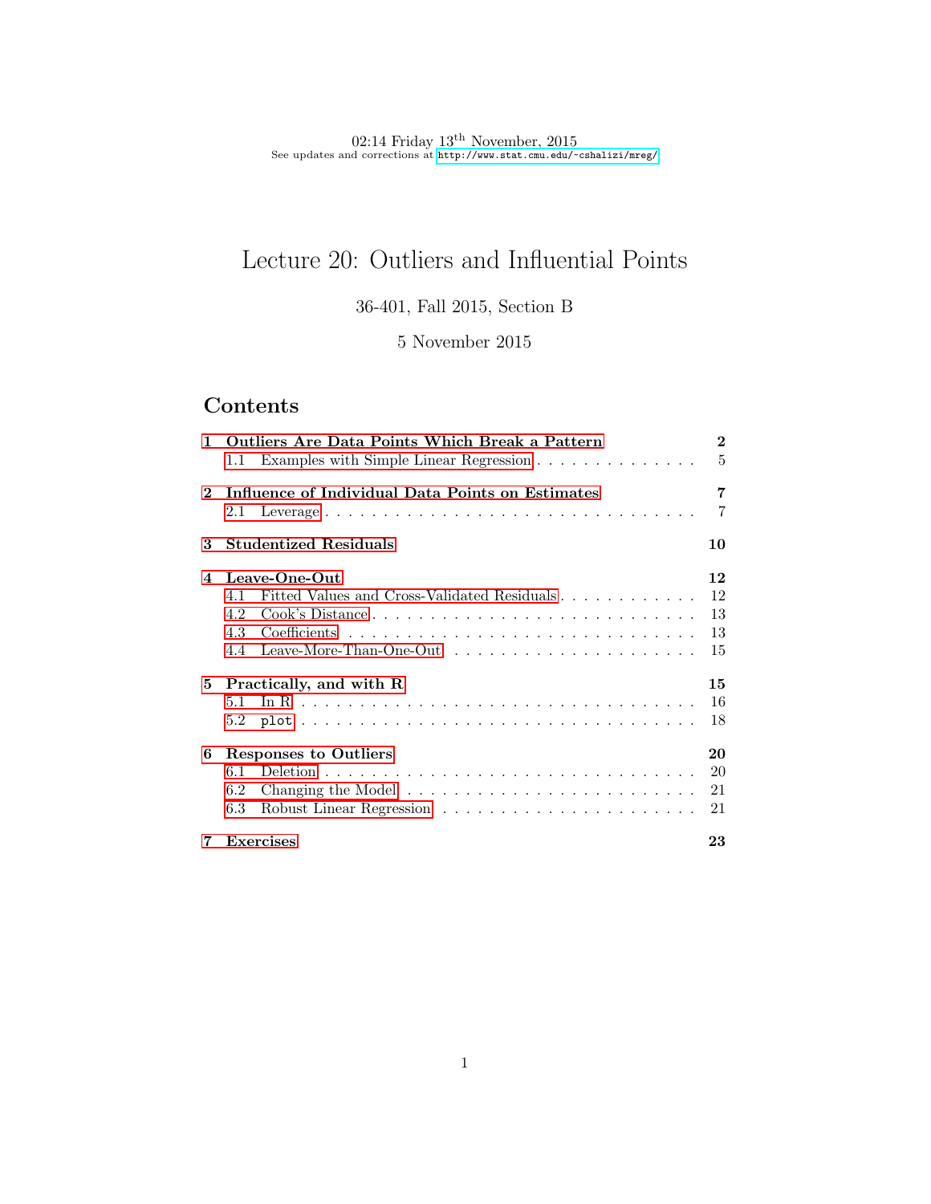02:14 Friday 13th November, 2015

See updates and corrections at http://www.stat.cmu.edu/~cshalizi/mreg/

# Lecture 20: Outliers and Influential Points

36-401, Fall 2015, Section B

5 November 2015

## Contents

**1 Outliers Are Data Points Which Break a Pattern** . . . **2**
- 1.1 Examples with Simple Linear Regression . . . 5

**2 Influence of Individual Data Points on Estimates** . . . **7**
- 2.1 Leverage . . . 7

**3 Studentized Residuals** . . . **10**

**4 Leave-One-Out** . . . **12**
- 4.1 Fitted Values and Cross-Validated Residuals . . . 12
- 4.2 Cook's Distance . . . 13
- 4.3 Coefficients . . . 13
- 4.4 Leave-More-Than-One-Out . . . 15

**5 Practically, and with R** . . . **15**
- 5.1 In R . . . 16
- 5.2 `plot` . . . 18

**6 Responses to Outliers** . . . **20**
- 6.1 Deletion . . . 20
- 6.2 Changing the Model . . . 21
- 6.3 Robust Linear Regression . . . 21

**7 Exercises** . . . **23**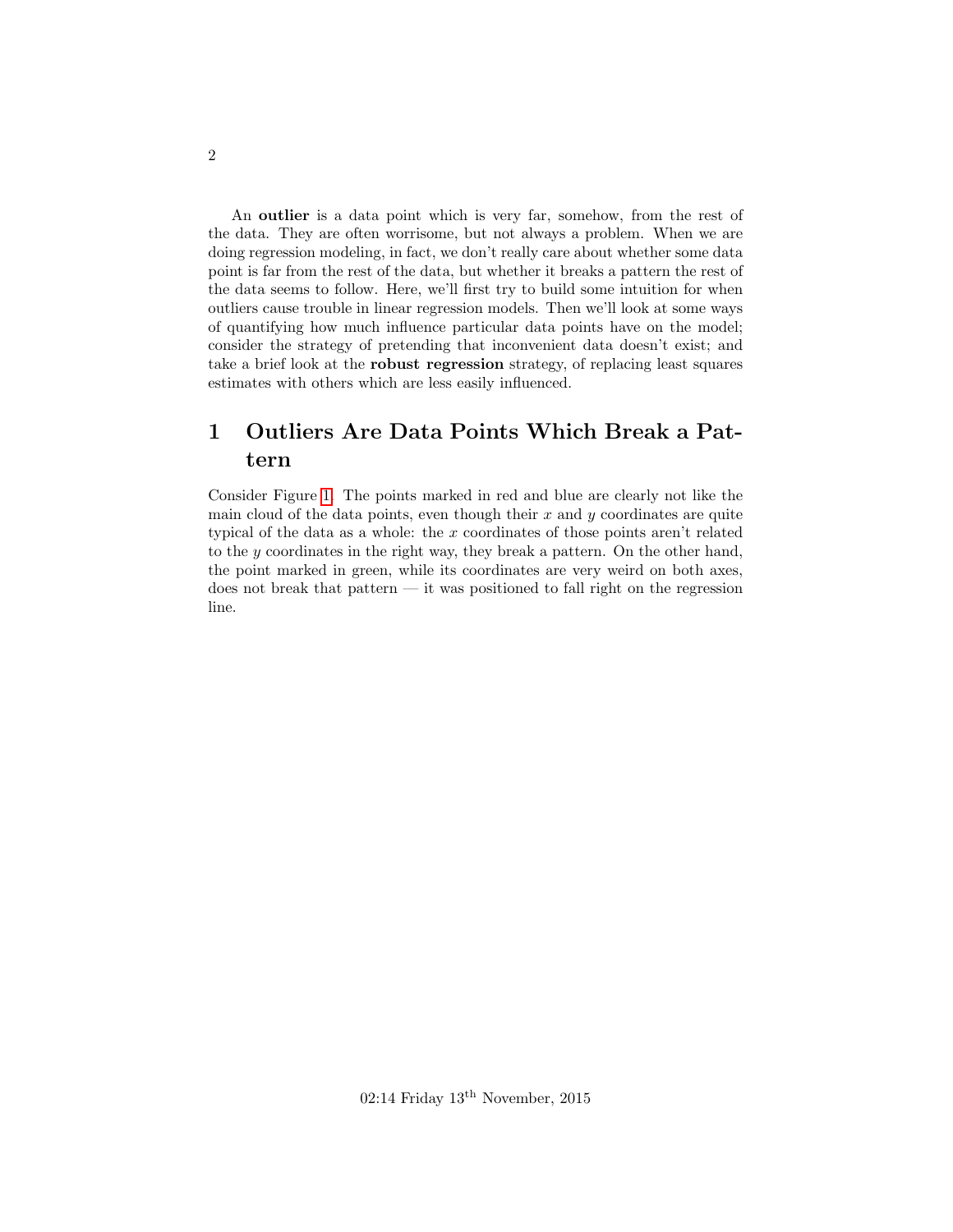An **outlier** is a data point which is very far, somehow, from the rest of the data. They are often worrisome, but not always a problem. When we are doing regression modeling, in fact, we don't really care about whether some data point is far from the rest of the data, but whether it breaks a pattern the rest of the data seems to follow. Here, we'll first try to build some intuition for when outliers cause trouble in linear regression models. Then we'll look at some ways of quantifying how much influence particular data points have on the model; consider the strategy of pretending that inconvenient data doesn't exist; and take a brief look at the **robust regression** strategy, of replacing least squares estimates with others which are less easily influenced.

# 1 Outliers Are Data Points Which Break a Pattern

Consider Figure 1. The points marked in red and blue are clearly not like the main cloud of the data points, even though their $x$ and $y$ coordinates are quite typical of the data as a whole: the $x$ coordinates of those points aren't related to the $y$ coordinates in the right way, they break a pattern. On the other hand, the point marked in green, while its coordinates are very weird on both axes, does not break that pattern — it was positioned to fall right on the regression line.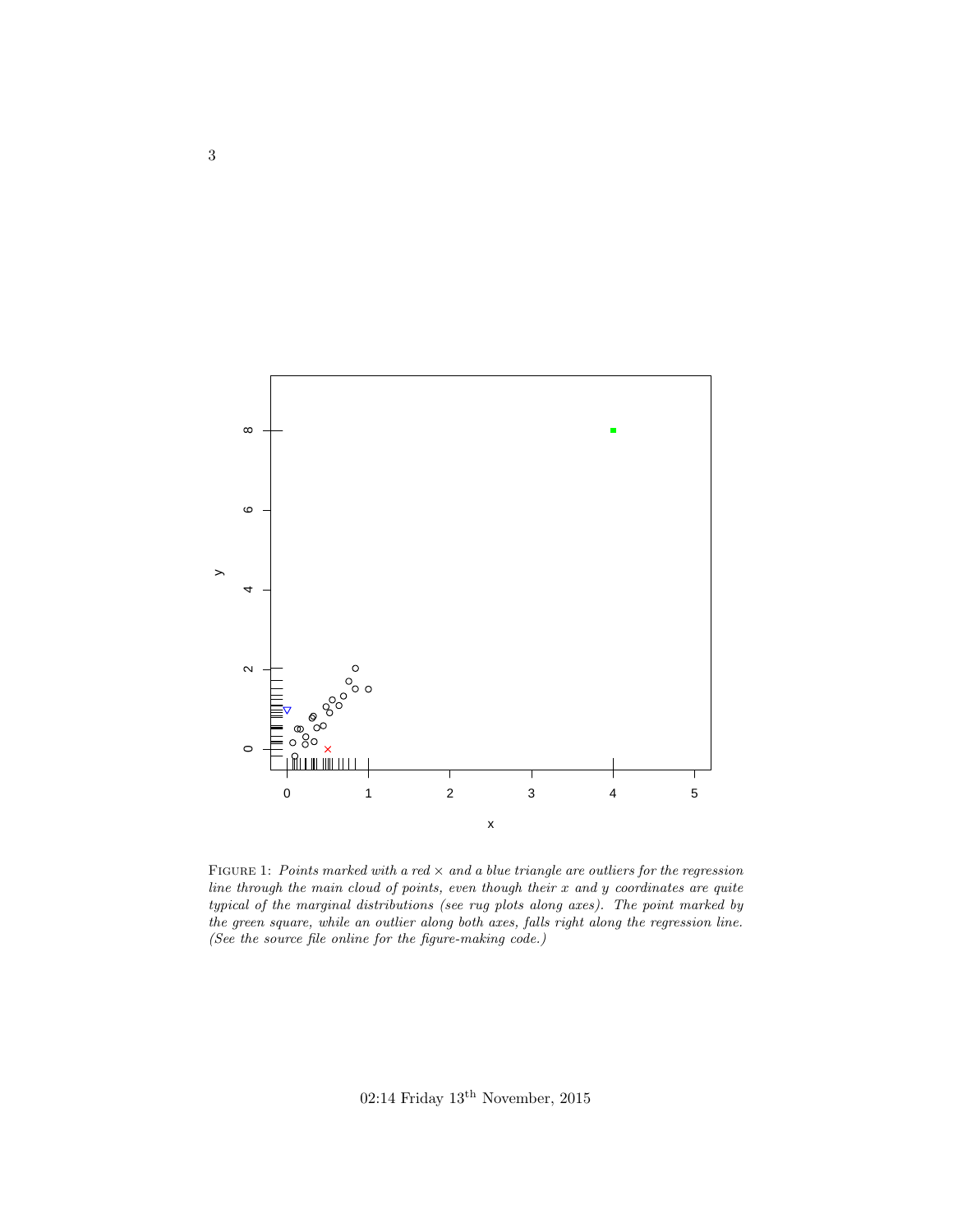0
2
4
6
8
y

0
1
2
3
4
5
x

FIGURE 1: *Points marked with a red × and a blue triangle are outliers for the regression line through the main cloud of points, even though their $x$ and $y$ coordinates are quite typical of the marginal distributions (see rug plots along axes). The point marked by the green square, while an outlier along both axes, falls right along the regression line. (See the source file online for the figure-making code.)*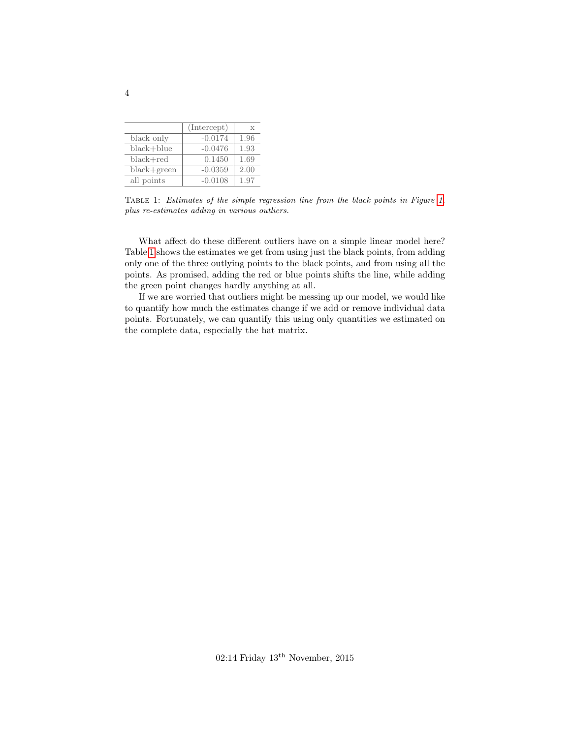| | (Intercept) | x |
|---|---|---|
| black only | -0.0174 | 1.96 |
| black+blue | -0.0476 | 1.93 |
| black+red | 0.1450 | 1.69 |
| black+green | -0.0359 | 2.00 |
| all points | -0.0108 | 1.97 |

TABLE 1: *Estimates of the simple regression line from the black points in Figure 1, plus re-estimates adding in various outliers.*

What affect do these different outliers have on a simple linear model here? Table 1 shows the estimates we get from using just the black points, from adding only one of the three outlying points to the black points, and from using all the points. As promised, adding the red or blue points shifts the line, while adding the green point changes hardly anything at all.

If we are worried that outliers might be messing up our model, we would like to quantify how much the estimates change if we add or remove individual data points. Fortunately, we can quantify this using only quantities we estimated on the complete data, especially the hat matrix.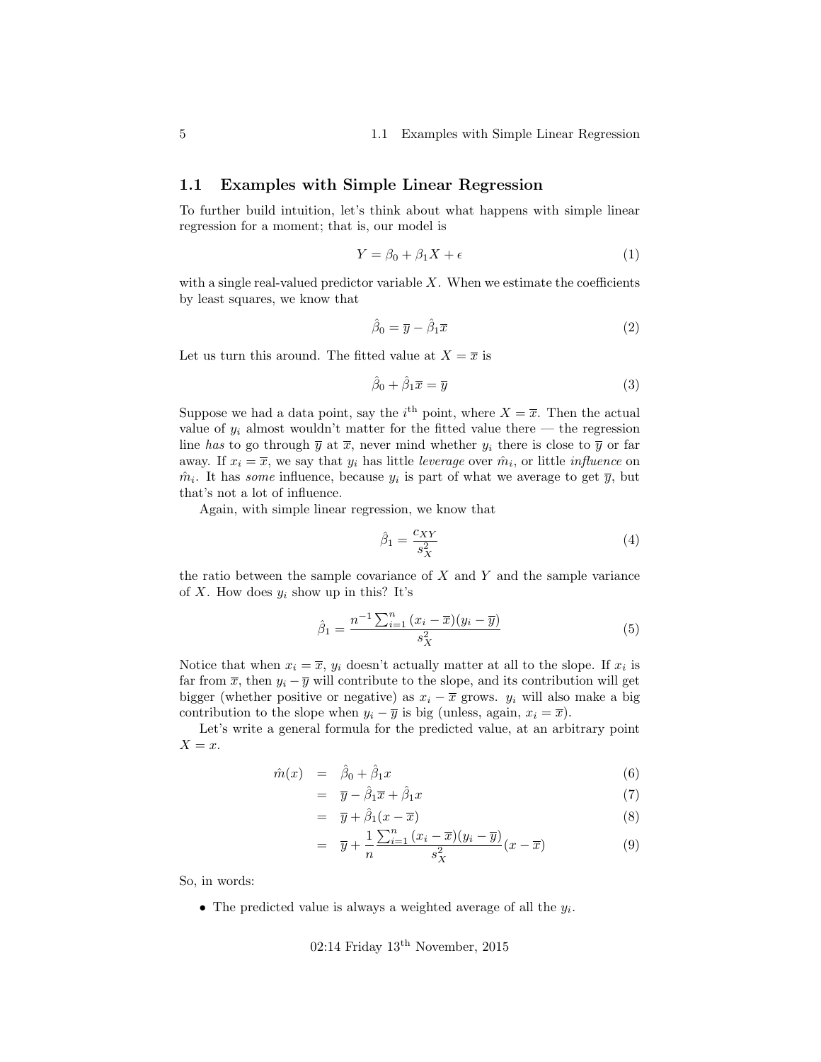## 1.1 Examples with Simple Linear Regression

To further build intuition, let's think about what happens with simple linear regression for a moment; that is, our model is

$$Y = \beta_0 + \beta_1 X + \epsilon \tag{1}$$

with a single real-valued predictor variable $X$. When we estimate the coefficients by least squares, we know that

$$\hat{\beta}_0 = \overline{y} - \hat{\beta}_1 \overline{x} \tag{2}$$

Let us turn this around. The fitted value at $X = \overline{x}$ is

$$\hat{\beta}_0 + \hat{\beta}_1 \overline{x} = \overline{y} \tag{3}$$

Suppose we had a data point, say the $i^{\text{th}}$ point, where $X = \overline{x}$. Then the actual value of $y_i$ almost wouldn't matter for the fitted value there — the regression line *has* to go through $\overline{y}$ at $\overline{x}$, never mind whether $y_i$ there is close to $\overline{y}$ or far away. If $x_i = \overline{x}$, we say that $y_i$ has little *leverage* over $\hat{m}_i$, or little *influence* on $\hat{m}_i$. It has *some* influence, because $y_i$ is part of what we average to get $\overline{y}$, but that's not a lot of influence.

Again, with simple linear regression, we know that

$$\hat{\beta}_1 = \frac{c_{XY}}{s_X^2} \tag{4}$$

the ratio between the sample covariance of $X$ and $Y$ and the sample variance of $X$. How does $y_i$ show up in this? It's

$$\hat{\beta}_1 = \frac{n^{-1}\sum_{i=1}^{n}(x_i - \overline{x})(y_i - \overline{y})}{s_X^2} \tag{5}$$

Notice that when $x_i = \overline{x}$, $y_i$ doesn't actually matter at all to the slope. If $x_i$ is far from $\overline{x}$, then $y_i - \overline{y}$ will contribute to the slope, and its contribution will get bigger (whether positive or negative) as $x_i - \overline{x}$ grows. $y_i$ will also make a big contribution to the slope when $y_i - \overline{y}$ is big (unless, again, $x_i = \overline{x}$).

Let's write a general formula for the predicted value, at an arbitrary point $X = x$.

$$
\begin{aligned}
\hat{m}(x) &= \hat{\beta}_0 + \hat{\beta}_1 x & (6)\\
&= \overline{y} - \hat{\beta}_1 \overline{x} + \hat{\beta}_1 x & (7)\\
&= \overline{y} + \hat{\beta}_1 (x - \overline{x}) & (8)\\
&= \overline{y} + \frac{1}{n}\frac{\sum_{i=1}^{n}(x_i - \overline{x})(y_i - \overline{y})}{s_X^2}(x - \overline{x}) & (9)
\end{aligned}
$$

So, in words:

- The predicted value is always a weighted average of all the $y_i$.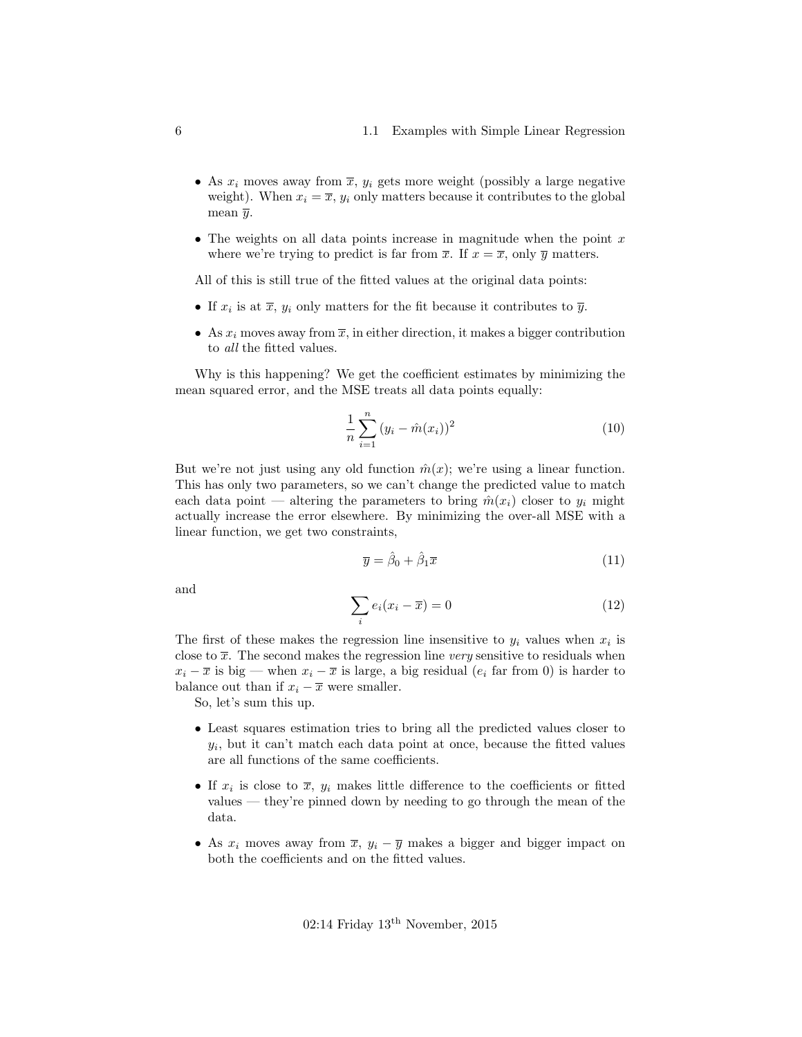- As $x_i$ moves away from $\overline{x}$, $y_i$ gets more weight (possibly a large negative weight). When $x_i = \overline{x}$, $y_i$ only matters because it contributes to the global mean $\overline{y}$.
- The weights on all data points increase in magnitude when the point $x$ where we're trying to predict is far from $\overline{x}$. If $x = \overline{x}$, only $\overline{y}$ matters.

All of this is still true of the fitted values at the original data points:

- If $x_i$ is at $\overline{x}$, $y_i$ only matters for the fit because it contributes to $\overline{y}$.
- As $x_i$ moves away from $\overline{x}$, in either direction, it makes a bigger contribution to *all* the fitted values.

Why is this happening? We get the coefficient estimates by minimizing the mean squared error, and the MSE treats all data points equally:

$$\frac{1}{n}\sum_{i=1}^{n}(y_i - \hat{m}(x_i))^2 \tag{10}$$

But we're not just using any old function $\hat{m}(x)$; we're using a linear function. This has only two parameters, so we can't change the predicted value to match each data point — altering the parameters to bring $\hat{m}(x_i)$ closer to $y_i$ might actually increase the error elsewhere. By minimizing the over-all MSE with a linear function, we get two constraints,

$$\overline{y} = \hat{\beta}_0 + \hat{\beta}_1\overline{x} \tag{11}$$

and

$$\sum_i e_i(x_i - \overline{x}) = 0 \tag{12}$$

The first of these makes the regression line insensitive to $y_i$ values when $x_i$ is close to $\overline{x}$. The second makes the regression line *very* sensitive to residuals when $x_i - \overline{x}$ is big — when $x_i - \overline{x}$ is large, a big residual ($e_i$ far from 0) is harder to balance out than if $x_i - \overline{x}$ were smaller.

So, let's sum this up.

- Least squares estimation tries to bring all the predicted values closer to $y_i$, but it can't match each data point at once, because the fitted values are all functions of the same coefficients.
- If $x_i$ is close to $\overline{x}$, $y_i$ makes little difference to the coefficients or fitted values — they're pinned down by needing to go through the mean of the data.
- As $x_i$ moves away from $\overline{x}$, $y_i - \overline{y}$ makes a bigger and bigger impact on both the coefficients and on the fitted values.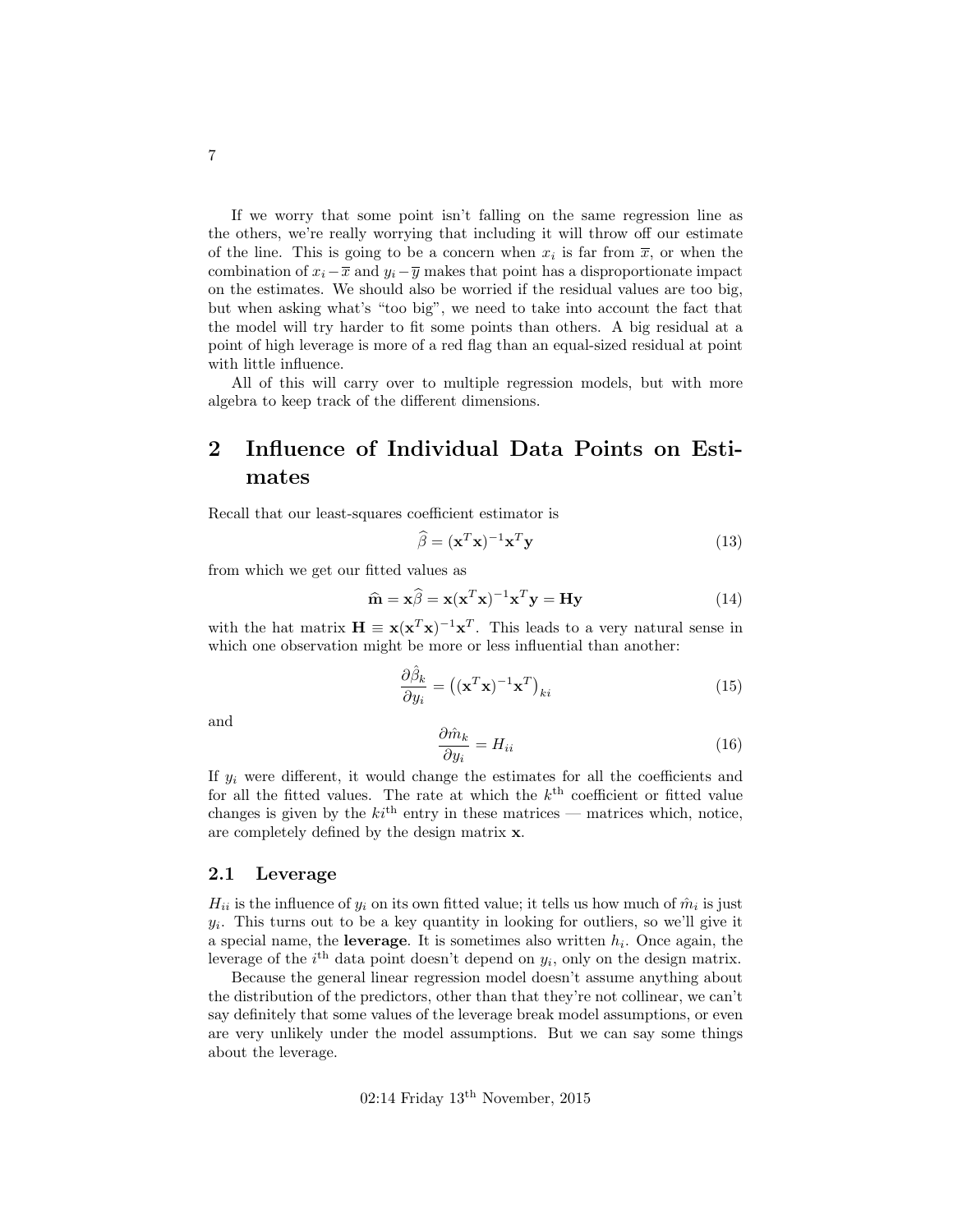If we worry that some point isn't falling on the same regression line as the others, we're really worrying that including it will throw off our estimate of the line. This is going to be a concern when $x_i$ is far from $\overline{x}$, or when the combination of $x_i - \overline{x}$ and $y_i - \overline{y}$ makes that point has a disproportionate impact on the estimates. We should also be worried if the residual values are too big, but when asking what's "too big", we need to take into account the fact that the model will try harder to fit some points than others. A big residual at a point of high leverage is more of a red flag than an equal-sized residual at point with little influence.

All of this will carry over to multiple regression models, but with more algebra to keep track of the different dimensions.

# 2 Influence of Individual Data Points on Estimates

Recall that our least-squares coefficient estimator is

$$\widehat{\beta} = (\mathbf{x}^T\mathbf{x})^{-1}\mathbf{x}^T\mathbf{y} \tag{13}$$

from which we get our fitted values as

$$\widehat{\mathbf{m}} = \mathbf{x}\widehat{\beta} = \mathbf{x}(\mathbf{x}^T\mathbf{x})^{-1}\mathbf{x}^T\mathbf{y} = \mathbf{H}\mathbf{y} \tag{14}$$

with the hat matrix $\mathbf{H} \equiv \mathbf{x}(\mathbf{x}^T\mathbf{x})^{-1}\mathbf{x}^T$. This leads to a very natural sense in which one observation might be more or less influential than another:

$$\frac{\partial \hat{\beta}_k}{\partial y_i} = \left((\mathbf{x}^T\mathbf{x})^{-1}\mathbf{x}^T\right)_{ki} \tag{15}$$

and

$$\frac{\partial \hat{m}_k}{\partial y_i} = H_{ii} \tag{16}$$

If $y_i$ were different, it would change the estimates for all the coefficients and for all the fitted values. The rate at which the $k^{\text{th}}$ coefficient or fitted value changes is given by the $ki^{\text{th}}$ entry in these matrices — matrices which, notice, are completely defined by the design matrix $\mathbf{x}$.

## 2.1 Leverage

$H_{ii}$ is the influence of $y_i$ on its own fitted value; it tells us how much of $\hat{m}_i$ is just $y_i$. This turns out to be a key quantity in looking for outliers, so we'll give it a special name, the **leverage**. It is sometimes also written $h_i$. Once again, the leverage of the $i^{\text{th}}$ data point doesn't depend on $y_i$, only on the design matrix.

Because the general linear regression model doesn't assume anything about the distribution of the predictors, other than that they're not collinear, we can't say definitely that some values of the leverage break model assumptions, or even are very unlikely under the model assumptions. But we can say some things about the leverage.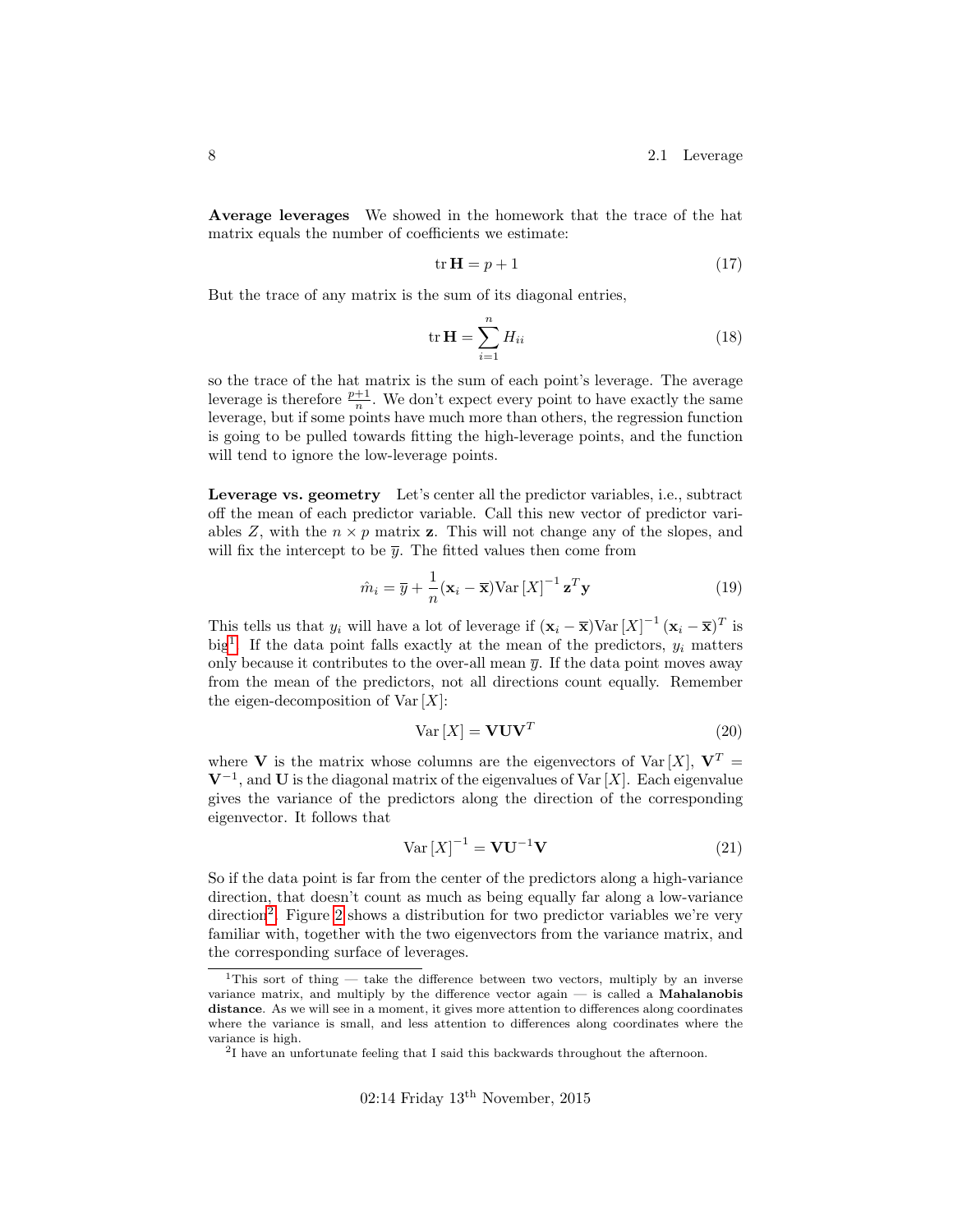**Average leverages** We showed in the homework that the trace of the hat matrix equals the number of coefficients we estimate:

$$\operatorname{tr} \mathbf{H} = p + 1 \tag{17}$$

But the trace of any matrix is the sum of its diagonal entries,

$$\operatorname{tr} \mathbf{H} = \sum_{i=1}^{n} H_{ii} \tag{18}$$

so the trace of the hat matrix is the sum of each point's leverage. The average leverage is therefore $\frac{p+1}{n}$. We don't expect every point to have exactly the same leverage, but if some points have much more than others, the regression function is going to be pulled towards fitting the high-leverage points, and the function will tend to ignore the low-leverage points.

**Leverage vs. geometry** Let's center all the predictor variables, i.e., subtract off the mean of each predictor variable. Call this new vector of predictor variables $Z$, with the $n \times p$ matrix $\mathbf{z}$. This will not change any of the slopes, and will fix the intercept to be $\overline{y}$. The fitted values then come from

$$\hat{m}_i = \overline{y} + \frac{1}{n}(\mathbf{x}_i - \overline{\mathbf{x}})\mathrm{Var}\left[X\right]^{-1} \mathbf{z}^T \mathbf{y} \tag{19}$$

This tells us that $y_i$ will have a lot of leverage if $(\mathbf{x}_i - \overline{\mathbf{x}})\mathrm{Var}\left[X\right]^{-1}(\mathbf{x}_i - \overline{\mathbf{x}})^T$ is big[1]. If the data point falls exactly at the mean of the predictors, $y_i$ matters only because it contributes to the over-all mean $\overline{y}$. If the data point moves away from the mean of the predictors, not all directions count equally. Remember the eigen-decomposition of $\mathrm{Var}\left[X\right]$:

$$\mathrm{Var}\left[X\right] = \mathbf{V}\mathbf{U}\mathbf{V}^T \tag{20}$$

where $\mathbf{V}$ is the matrix whose columns are the eigenvectors of $\mathrm{Var}\left[X\right]$, $\mathbf{V}^T = \mathbf{V}^{-1}$, and $\mathbf{U}$ is the diagonal matrix of the eigenvalues of $\mathrm{Var}\left[X\right]$. Each eigenvalue gives the variance of the predictors along the direction of the corresponding eigenvector. It follows that

$$\mathrm{Var}\left[X\right]^{-1} = \mathbf{V}\mathbf{U}^{-1}\mathbf{V} \tag{21}$$

So if the data point is far from the center of the predictors along a high-variance direction, that doesn't count as much as being equally far along a low-variance direction[2]. Figure 2 shows a distribution for two predictor variables we're very familiar with, together with the two eigenvectors from the variance matrix, and the corresponding surface of leverages.

[1] This sort of thing — take the difference between two vectors, multiply by an inverse variance matrix, and multiply by the difference vector again — is called a **Mahalanobis distance**. As we will see in a moment, it gives more attention to differences along coordinates where the variance is small, and less attention to differences along coordinates where the variance is high.

[2] I have an unfortunate feeling that I said this backwards throughout the afternoon.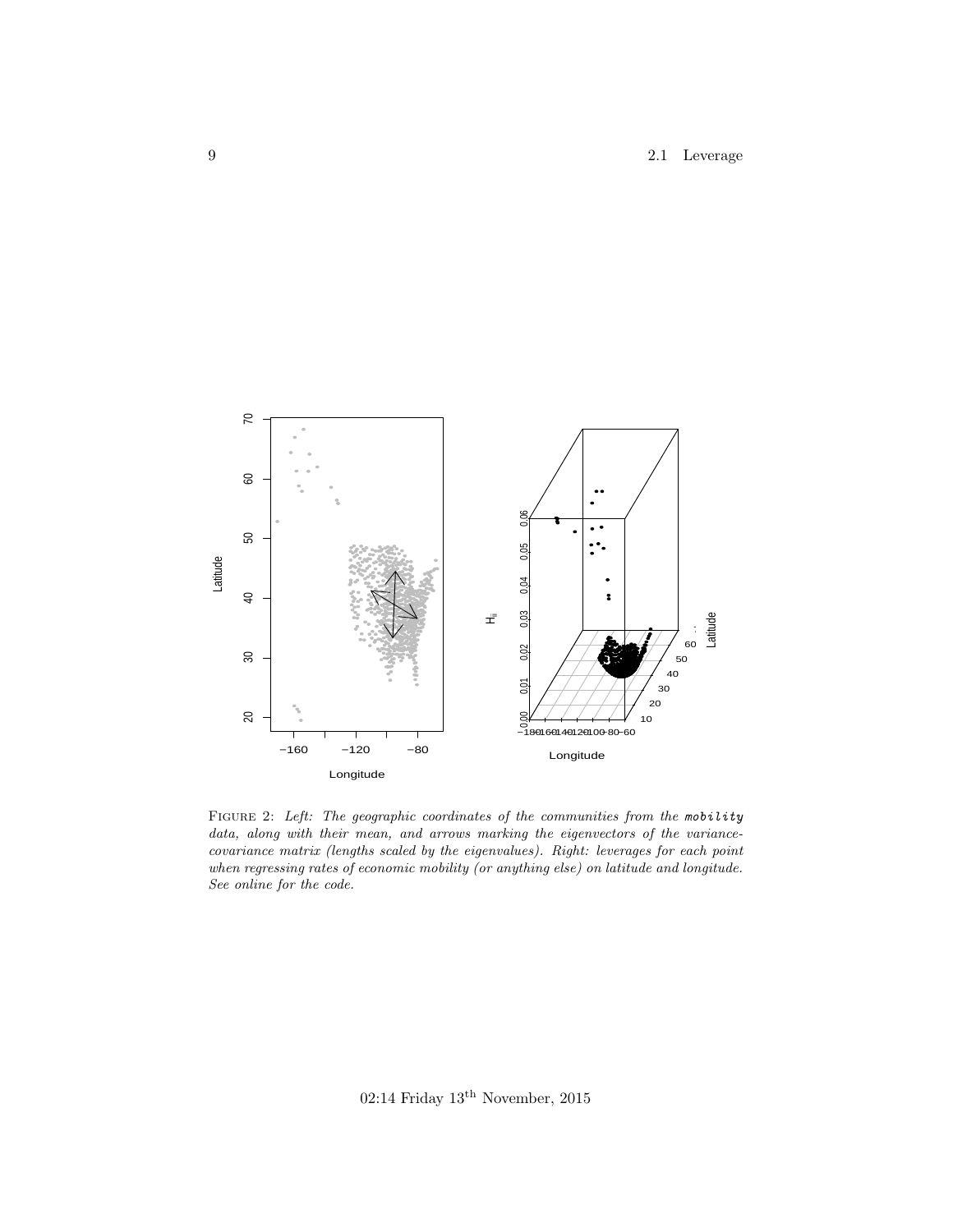Latitude

70
60
50
40
30
20

−160 −120 −80

Longitude

$H_{ii}$

0.00 0.01 0.02 0.03 0.04 0.05 0.06

−180 −160 −140 −120 −100 −80 −60

Longitude

Latitude

10 20 30 40 50 60

FIGURE 2: *Left: The geographic coordinates of the communities from the* `mobility` *data, along with their mean, and arrows marking the eigenvectors of the variance-covariance matrix (lengths scaled by the eigenvalues). Right: leverages for each point when regressing rates of economic mobility (or anything else) on latitude and longitude. See online for the code.*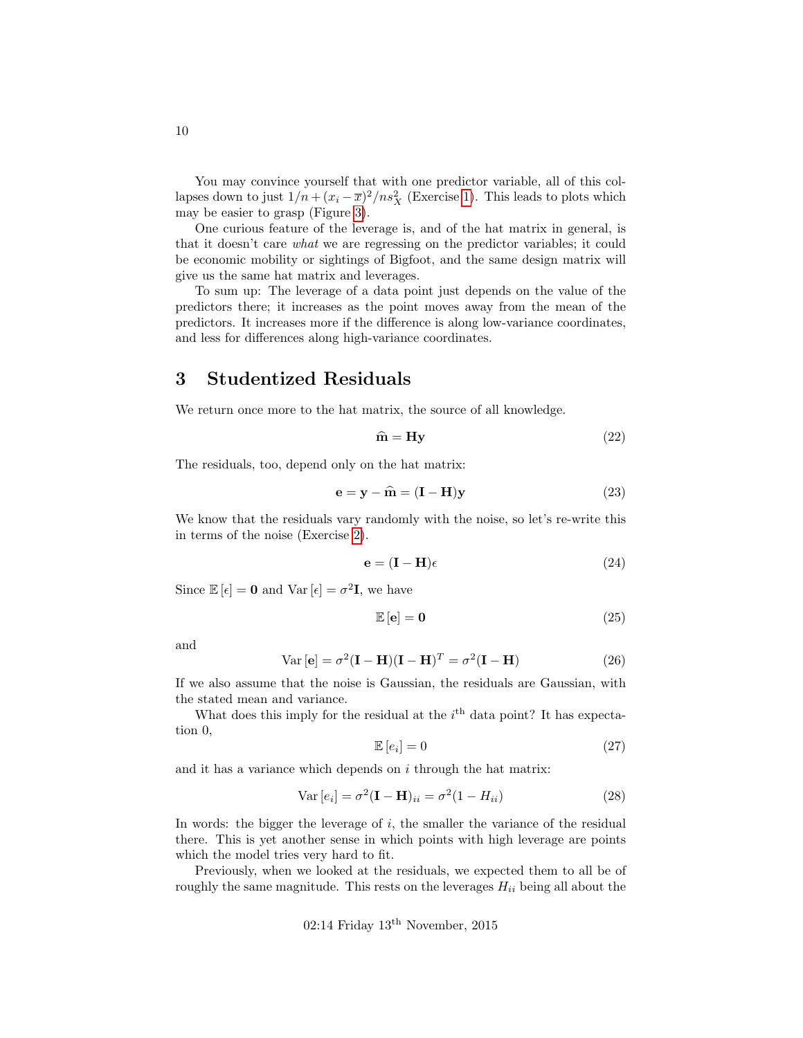You may convince yourself that with one predictor variable, all of this collapses down to just $1/n + (x_i - \overline{x})^2/ns^2_X$ (Exercise 1). This leads to plots which may be easier to grasp (Figure 3).

One curious feature of the leverage is, and of the hat matrix in general, is that it doesn't care *what* we are regressing on the predictor variables; it could be economic mobility or sightings of Bigfoot, and the same design matrix will give us the same hat matrix and leverages.

To sum up: The leverage of a data point just depends on the value of the predictors there; it increases as the point moves away from the mean of the predictors. It increases more if the difference is along low-variance coordinates, and less for differences along high-variance coordinates.

## 3 Studentized Residuals

We return once more to the hat matrix, the source of all knowledge.

$$\widehat{\mathbf{m}} = \mathbf{H}\mathbf{y} \tag{22}$$

The residuals, too, depend only on the hat matrix:

$$\mathbf{e} = \mathbf{y} - \widehat{\mathbf{m}} = (\mathbf{I} - \mathbf{H})\mathbf{y} \tag{23}$$

We know that the residuals vary randomly with the noise, so let's re-write this in terms of the noise (Exercise 2).

$$\mathbf{e} = (\mathbf{I} - \mathbf{H})\epsilon \tag{24}$$

Since $\mathbb{E}[\epsilon] = \mathbf{0}$ and $\text{Var}[\epsilon] = \sigma^2\mathbf{I}$, we have

$$\mathbb{E}[\mathbf{e}] = \mathbf{0} \tag{25}$$

and

$$\text{Var}[\mathbf{e}] = \sigma^2(\mathbf{I} - \mathbf{H})(\mathbf{I} - \mathbf{H})^T = \sigma^2(\mathbf{I} - \mathbf{H}) \tag{26}$$

If we also assume that the noise is Gaussian, the residuals are Gaussian, with the stated mean and variance.

What does this imply for the residual at the $i^{\text{th}}$ data point? It has expectation 0,

$$\mathbb{E}[e_i] = 0 \tag{27}$$

and it has a variance which depends on $i$ through the hat matrix:

$$\text{Var}[e_i] = \sigma^2(\mathbf{I} - \mathbf{H})_{ii} = \sigma^2(1 - H_{ii}) \tag{28}$$

In words: the bigger the leverage of $i$, the smaller the variance of the residual there. This is yet another sense in which points with high leverage are points which the model tries very hard to fit.

Previously, when we looked at the residuals, we expected them to all be of roughly the same magnitude. This rests on the leverages $H_{ii}$ being all about the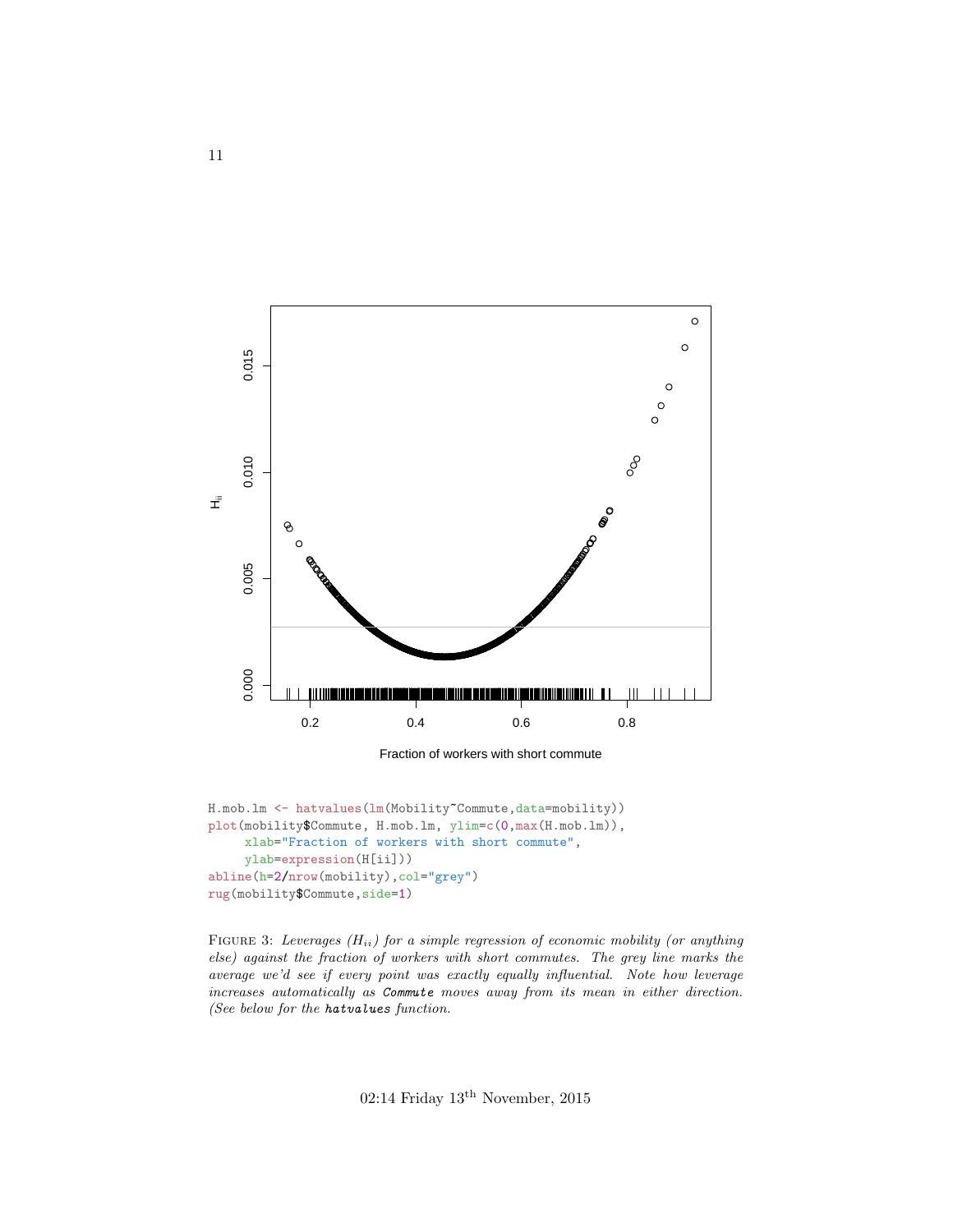0.000
0.005
0.010
0.015

$H_{ii}$

0.2
0.4
0.6
0.8

Fraction of workers with short commute

```
H.mob.lm <- hatvalues(lm(Mobility~Commute,data=mobility))
plot(mobility$Commute, H.mob.lm, ylim=c(0,max(H.mob.lm)),
     xlab="Fraction of workers with short commute",
     ylab=expression(H[ii]))
abline(h=2/nrow(mobility),col="grey")
rug(mobility$Commute,side=1)
```

FIGURE 3: *Leverages ($H_{ii}$) for a simple regression of economic mobility (or anything else) against the fraction of workers with short commutes. The grey line marks the average we'd see if every point was exactly equally influential. Note how leverage increases automatically as* `Commute` *moves away from its mean in either direction. (See below for the* `hatvalues` *function.*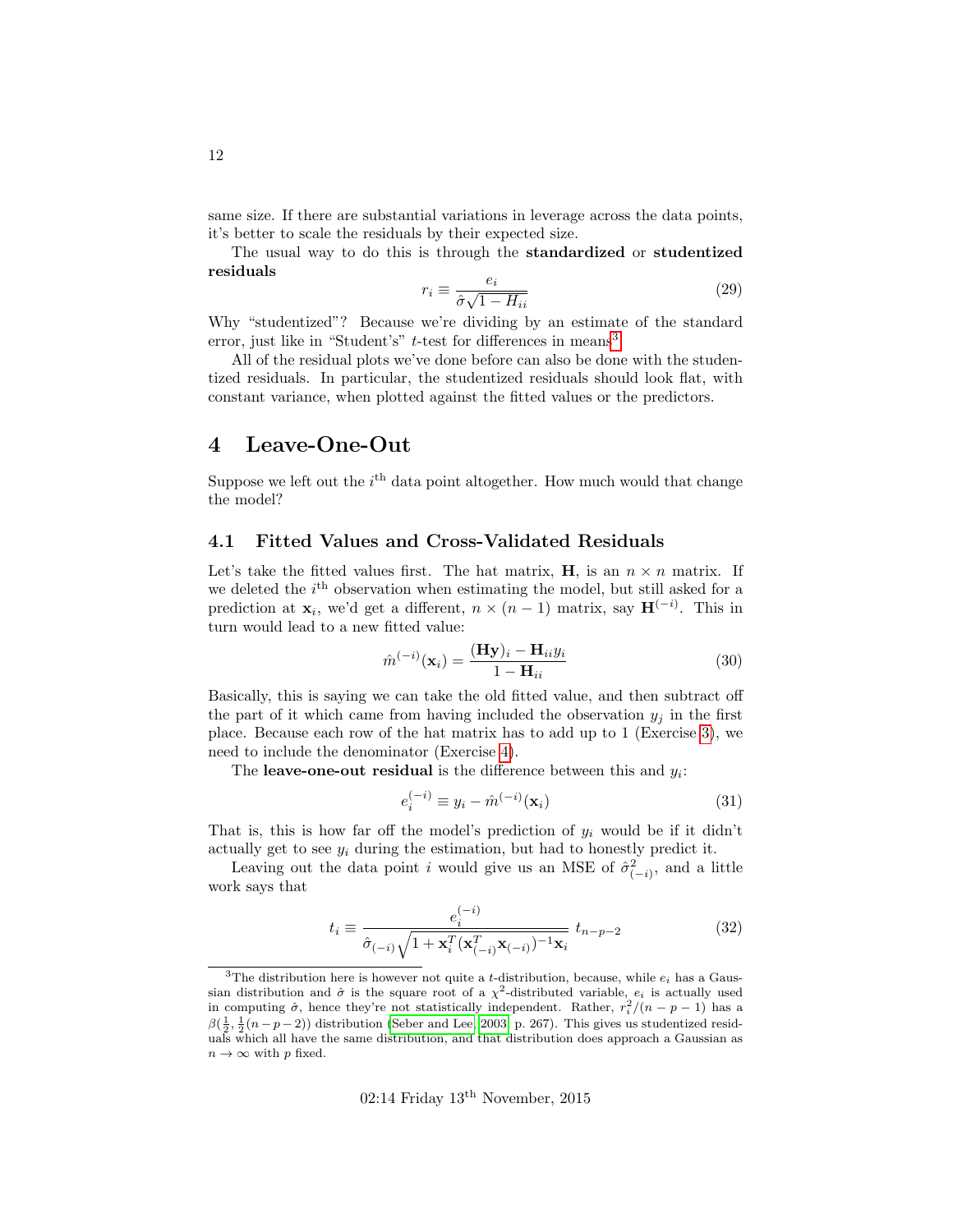same size. If there are substantial variations in leverage across the data points, it's better to scale the residuals by their expected size.

The usual way to do this is through the **standardized** or **studentized residuals**

$$r_i \equiv \frac{e_i}{\hat{\sigma}\sqrt{1 - H_{ii}}} \tag{29}$$

Why "studentized"? Because we're dividing by an estimate of the standard error, just like in "Student's" $t$-test for differences in means[3].

All of the residual plots we've done before can also be done with the studentized residuals. In particular, the studentized residuals should look flat, with constant variance, when plotted against the fitted values or the predictors.

# 4 Leave-One-Out

Suppose we left out the $i^{\text{th}}$ data point altogether. How much would that change the model?

## 4.1 Fitted Values and Cross-Validated Residuals

Let's take the fitted values first. The hat matrix, $\mathbf{H}$, is an $n \times n$ matrix. If we deleted the $i^{\text{th}}$ observation when estimating the model, but still asked for a prediction at $\mathbf{x}_i$, we'd get a different, $n \times (n-1)$ matrix, say $\mathbf{H}^{(-i)}$. This in turn would lead to a new fitted value:

$$\hat{m}^{(-i)}(\mathbf{x}_i) = \frac{(\mathbf{H}\mathbf{y})_i - \mathbf{H}_{ii} y_i}{1 - \mathbf{H}_{ii}} \tag{30}$$

Basically, this is saying we can take the old fitted value, and then subtract off the part of it which came from having included the observation $y_j$ in the first place. Because each row of the hat matrix has to add up to 1 (Exercise 3), we need to include the denominator (Exercise 4).

The **leave-one-out residual** is the difference between this and $y_i$:

$$e_i^{(-i)} \equiv y_i - \hat{m}^{(-i)}(\mathbf{x}_i) \tag{31}$$

That is, this is how far off the model's prediction of $y_i$ would be if it didn't actually get to see $y_i$ during the estimation, but had to honestly predict it.

Leaving out the data point $i$ would give us an MSE of $\hat{\sigma}^2_{(-i)}$, and a little work says that

$$t_i \equiv \frac{e_i^{(-i)}}{\hat{\sigma}_{(-i)}\sqrt{1 + \mathbf{x}_i^T(\mathbf{x}_{(-i)}^T \mathbf{x}_{(-i)})^{-1}\mathbf{x}_i}} \; t_{n-p-2} \tag{32}$$

---

[3] The distribution here is however not quite a $t$-distribution, because, while $e_i$ has a Gaussian distribution and $\hat{\sigma}$ is the square root of a $\chi^2$-distributed variable, $e_i$ is actually used in computing $\hat{\sigma}$, hence they're not statistically independent. Rather, $r_i^2/(n-p-1)$ has a $\beta(\frac{1}{2}, \frac{1}{2}(n-p-2))$ distribution (Seber and Lee, 2003, p. 267). This gives us studentized residuals which all have the same distribution, and that distribution does approach a Gaussian as $n \to \infty$ with $p$ fixed.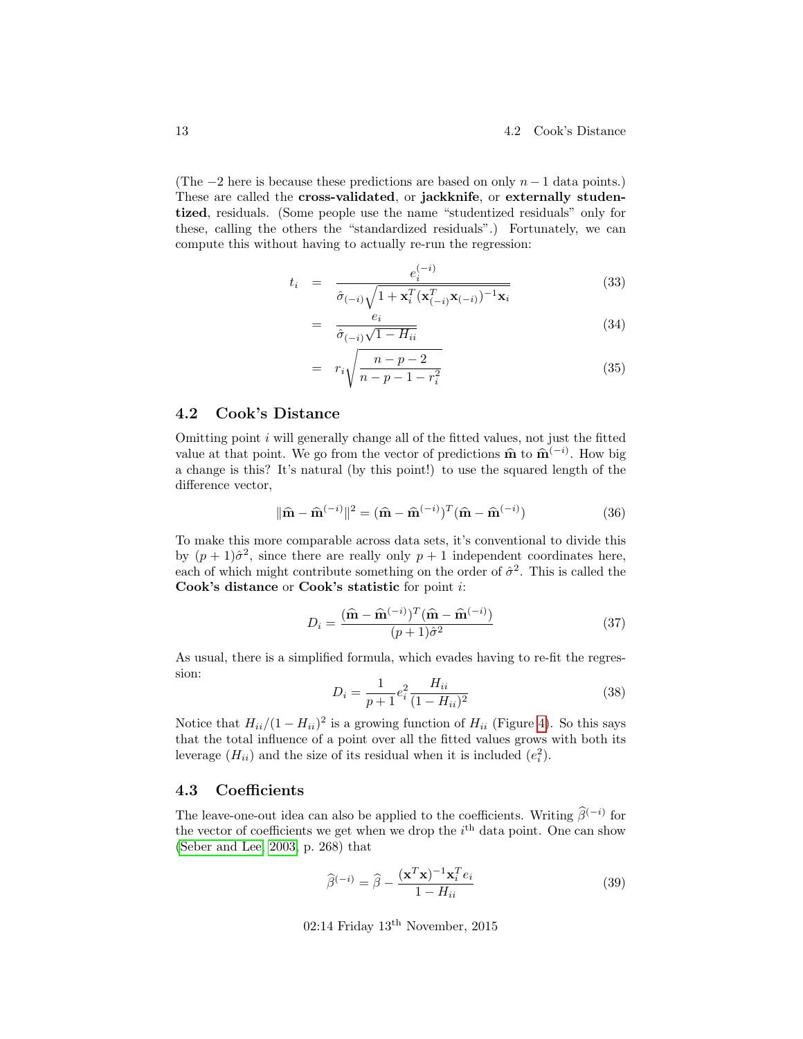(The $-2$ here is because these predictions are based on only $n-1$ data points.) These are called the **cross-validated**, or **jackknife**, or **externally studentized**, residuals. (Some people use the name "studentized residuals" only for these, calling the others the "standardized residuals".) Fortunately, we can compute this without having to actually re-run the regression:

$$t_i = \frac{e_i^{(-i)}}{\hat{\sigma}_{(-i)}\sqrt{1+\mathbf{x}_i^T(\mathbf{x}_{(-i)}^T\mathbf{x}_{(-i)})^{-1}\mathbf{x}_i}} \tag{33}$$

$$= \frac{e_i}{\hat{\sigma}_{(-i)}\sqrt{1-H_{ii}}} \tag{34}$$

$$= r_i\sqrt{\frac{n-p-2}{n-p-1-r_i^2}} \tag{35}$$

## 4.2 Cook's Distance

Omitting point $i$ will generally change all of the fitted values, not just the fitted value at that point. We go from the vector of predictions $\widehat{\mathbf{m}}$ to $\widehat{\mathbf{m}}^{(-i)}$. How big a change is this? It's natural (by this point!) to use the squared length of the difference vector,

$$\|\widehat{\mathbf{m}} - \widehat{\mathbf{m}}^{(-i)}\|^2 = (\widehat{\mathbf{m}} - \widehat{\mathbf{m}}^{(-i)})^T(\widehat{\mathbf{m}} - \widehat{\mathbf{m}}^{(-i)}) \tag{36}$$

To make this more comparable across data sets, it's conventional to divide this by $(p+1)\hat{\sigma}^2$, since there are really only $p+1$ independent coordinates here, each of which might contribute something on the order of $\hat{\sigma}^2$. This is called the **Cook's distance** or **Cook's statistic** for point $i$:

$$D_i = \frac{(\widehat{\mathbf{m}} - \widehat{\mathbf{m}}^{(-i)})^T(\widehat{\mathbf{m}} - \widehat{\mathbf{m}}^{(-i)})}{(p+1)\hat{\sigma}^2} \tag{37}$$

As usual, there is a simplified formula, which evades having to re-fit the regression:

$$D_i = \frac{1}{p+1}e_i^2\frac{H_{ii}}{(1-H_{ii})^2} \tag{38}$$

Notice that $H_{ii}/(1-H_{ii})^2$ is a growing function of $H_{ii}$ (Figure 4). So this says that the total influence of a point over all the fitted values grows with both its leverage ($H_{ii}$) and the size of its residual when it is included ($e_i^2$).

## 4.3 Coefficients

The leave-one-out idea can also be applied to the coefficients. Writing $\widehat{\beta}^{(-i)}$ for the vector of coefficients we get when we drop the $i^{\text{th}}$ data point. One can show (Seber and Lee, 2003, p. 268) that

$$\widehat{\beta}^{(-i)} = \widehat{\beta} - \frac{(\mathbf{x}^T\mathbf{x})^{-1}\mathbf{x}_i^T e_i}{1-H_{ii}} \tag{39}$$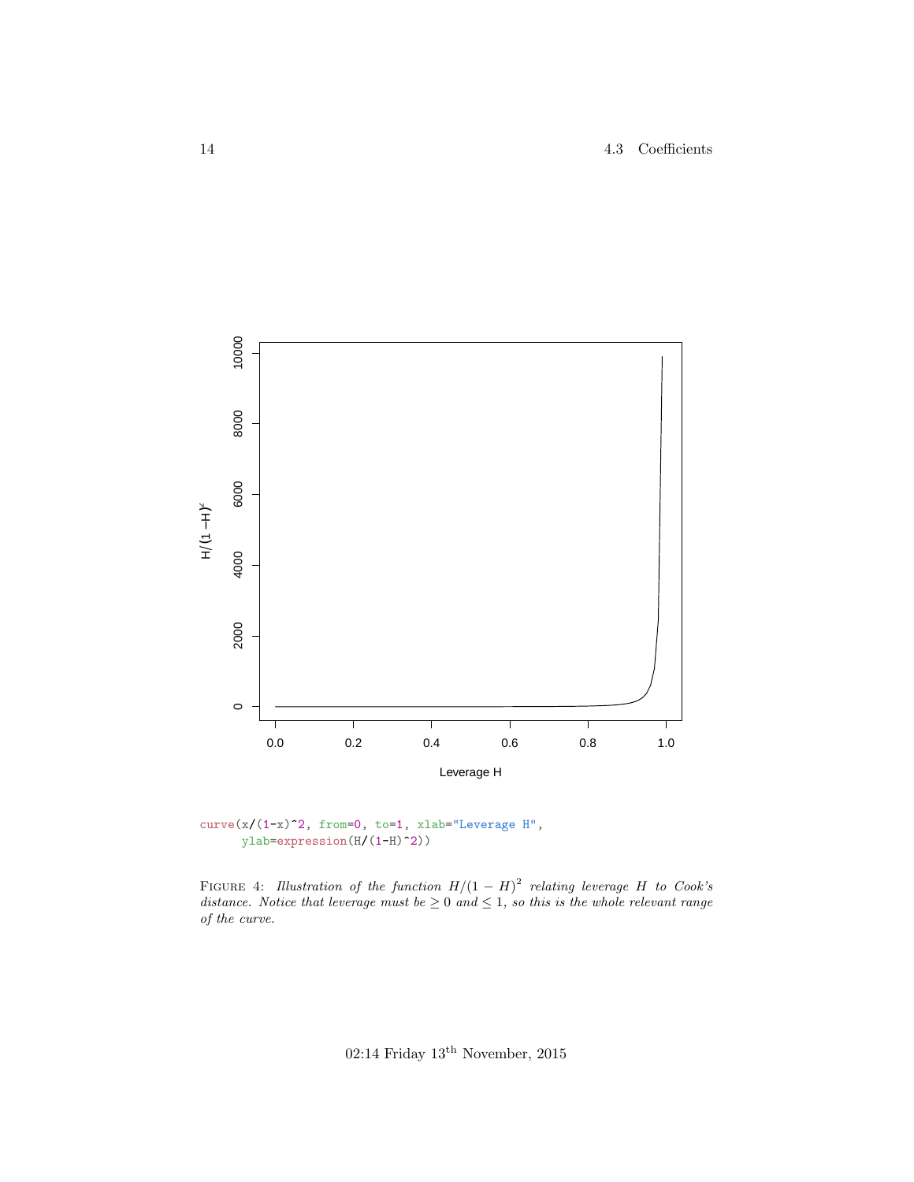10000

8000

6000

4000

2000

0

$H/(1-H)^2$

0.0

0.2

0.4

0.6

0.8

1.0

Leverage H

```r
curve(x/(1-x)^2, from=0, to=1, xlab="Leverage H",
      ylab=expression(H/(1-H)^2))
```

FIGURE 4: *Illustration of the function $H/(1-H)^2$ relating leverage $H$ to Cook's distance. Notice that leverage must be $\geq 0$ and $\leq 1$, so this is the whole relevant range of the curve.*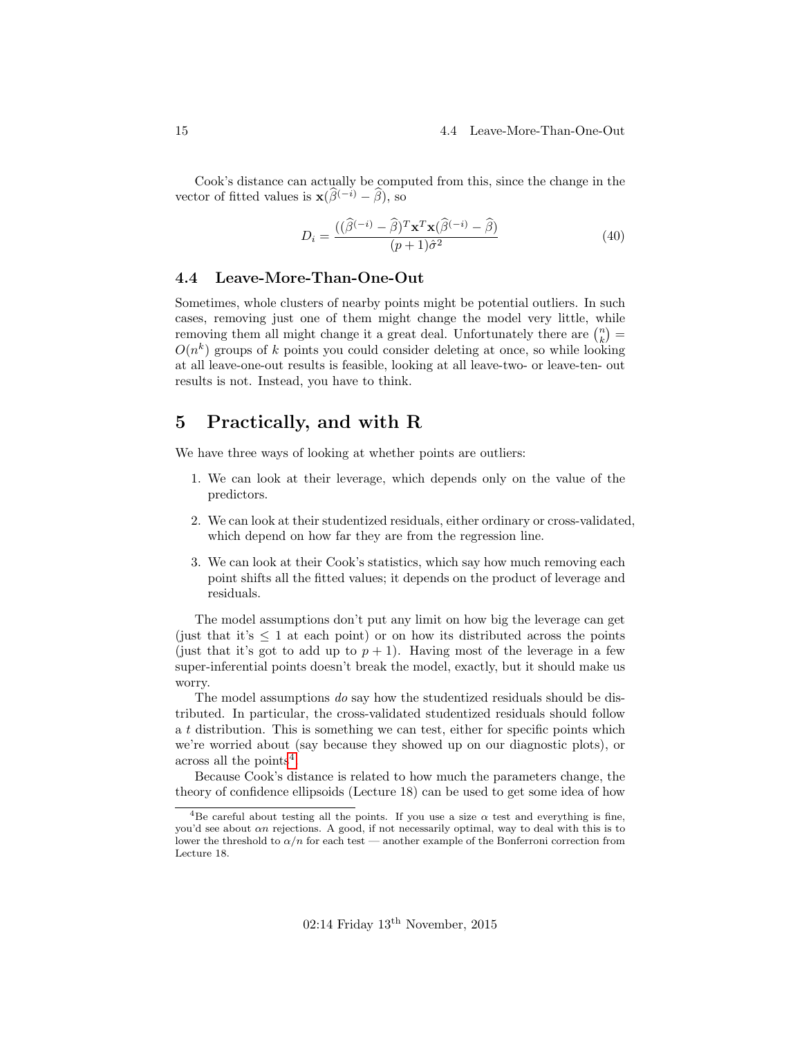Cook's distance can actually be computed from this, since the change in the vector of fitted values is $\mathbf{x}(\widehat{\beta}^{(-i)} - \widehat{\beta})$, so

$$D_i = \frac{((\widehat{\beta}^{(-i)} - \widehat{\beta})^T \mathbf{x}^T \mathbf{x}(\widehat{\beta}^{(-i)} - \widehat{\beta})}{(p+1)\hat{\sigma}^2} \tag{40}$$

### 4.4 Leave-More-Than-One-Out

Sometimes, whole clusters of nearby points might be potential outliers. In such cases, removing just one of them might change the model very little, while removing them all might change it a great deal. Unfortunately there are $\binom{n}{k} = O(n^k)$ groups of $k$ points you could consider deleting at once, so while looking at all leave-one-out results is feasible, looking at all leave-two- or leave-ten- out results is not. Instead, you have to think.

## 5 Practically, and with R

We have three ways of looking at whether points are outliers:

1. We can look at their leverage, which depends only on the value of the predictors.
2. We can look at their studentized residuals, either ordinary or cross-validated, which depend on how far they are from the regression line.
3. We can look at their Cook's statistics, which say how much removing each point shifts all the fitted values; it depends on the product of leverage and residuals.

The model assumptions don't put any limit on how big the leverage can get (just that it's $\leq 1$ at each point) or on how its distributed across the points (just that it's got to add up to $p + 1$). Having most of the leverage in a few super-inferential points doesn't break the model, exactly, but it should make us worry.

The model assumptions *do* say how the studentized residuals should be distributed. In particular, the cross-validated studentized residuals should follow a $t$ distribution. This is something we can test, either for specific points which we're worried about (say because they showed up on our diagnostic plots), or across all the points[4].

Because Cook's distance is related to how much the parameters change, the theory of confidence ellipsoids (Lecture 18) can be used to get some idea of how

[4] Be careful about testing all the points. If you use a size $\alpha$ test and everything is fine, you'd see about $\alpha n$ rejections. A good, if not necessarily optimal, way to deal with this is to lower the threshold to $\alpha/n$ for each test — another example of the Bonferroni correction from Lecture 18.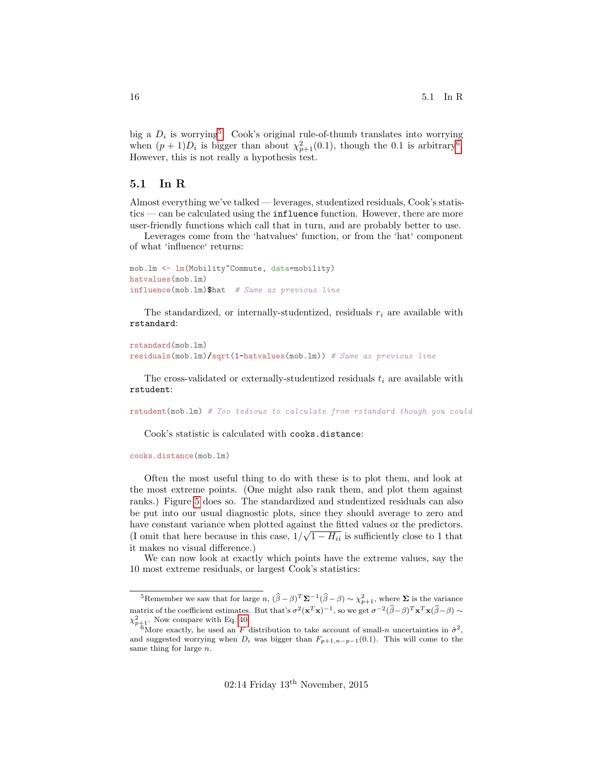big a $D_i$ is worrying[5]. Cook's original rule-of-thumb translates into worrying when $(p+1)D_i$ is bigger than about $\chi^2_{p+1}(0.1)$, though the 0.1 is arbitrary[6]. However, this is not really a hypothesis test.

## 5.1 In R

Almost everything we've talked — leverages, studentized residuals, Cook's statistics — can be calculated using the `influence` function. However, there are more user-friendly functions which call that in turn, and are probably better to use.

Leverages come from the 'hatvalues' function, or from the 'hat' component of what 'influence' returns:

```
mob.lm <- lm(Mobility~Commute, data=mobility)
hatvalues(mob.lm)
influence(mob.lm)$hat  # Same as previous line
```

The standardized, or internally-studentized, residuals $r_i$ are available with `rstandard`:

```
rstandard(mob.lm)
residuals(mob.lm)/sqrt(1-hatvalues(mob.lm)) # Same as previous line
```

The cross-validated or externally-studentized residuals $t_i$ are available with `rstudent`:

```
rstudent(mob.lm) # Too tedious to calculate from rstandard though you could
```

Cook's statistic is calculated with `cooks.distance`:

```
cooks.distance(mob.lm)
```

Often the most useful thing to do with these is to plot them, and look at the most extreme points. (One might also rank them, and plot them against ranks.) Figure 5 does so. The standardized and studentized residuals can also be put into our usual diagnostic plots, since they should average to zero and have constant variance when plotted against the fitted values or the predictors. (I omit that here because in this case, $1/\sqrt{1-H_{ii}}$ is sufficiently close to 1 that it makes no visual difference.)

We can now look at exactly which points have the extreme values, say the 10 most extreme residuals, or largest Cook's statistics:

---

[5] Remember we saw that for large $n$, $(\widehat{\beta}-\beta)^T\mathbf{\Sigma}^{-1}(\widehat{\beta}-\beta) \sim \chi^2_{p+1}$, where $\mathbf{\Sigma}$ is the variance matrix of the coefficient estimates. But that's $\sigma^2(\mathbf{x}^T\mathbf{x})^{-1}$, so we get $\sigma^{-2}(\widehat{\beta}-\beta)^T\mathbf{x}^T\mathbf{x}(\widehat{\beta}-\beta) \sim \chi^2_{p+1}$. Now compare with Eq. 40.

[6] More exactly, he used an $F$ distribution to take account of small-$n$ uncertainties in $\hat{\sigma}^2$, and suggested worrying when $D_i$ was bigger than $F_{p+1,n-p-1}(0.1)$. This will come to the same thing for large $n$.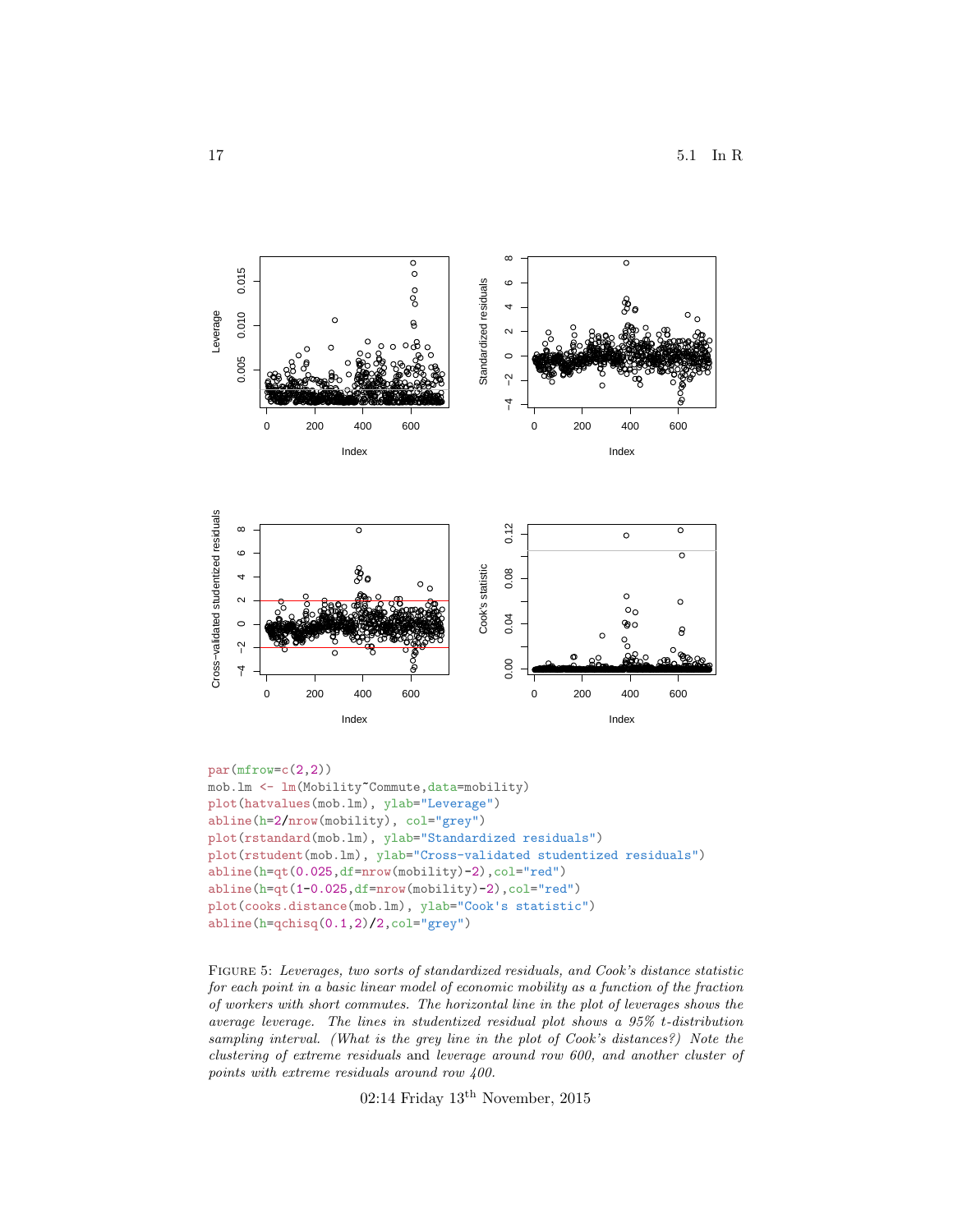Leverage
0.005
0.010
0.015
0
200
400
600
Index

Standardized residuals
−4
−2
0
2
4
6
8
0
200
400
600
Index

Cross−validated studentized residuals
−4
−2
0
2
4
6
8
0
200
400
600
Index

Cook's statistic
0.00
0.04
0.08
0.12
0
200
400
600
Index

```
par(mfrow=c(2,2))
mob.lm <- lm(Mobility~Commute,data=mobility)
plot(hatvalues(mob.lm), ylab="Leverage")
abline(h=2/nrow(mobility), col="grey")
plot(rstandard(mob.lm), ylab="Standardized residuals")
plot(rstudent(mob.lm), ylab="Cross-validated studentized residuals")
abline(h=qt(0.025,df=nrow(mobility)-2),col="red")
abline(h=qt(1-0.025,df=nrow(mobility)-2),col="red")
plot(cooks.distance(mob.lm), ylab="Cook's statistic")
abline(h=qchisq(0.1,2)/2,col="grey")
```

FIGURE 5: *Leverages, two sorts of standardized residuals, and Cook's distance statistic for each point in a basic linear model of economic mobility as a function of the fraction of workers with short commutes. The horizontal line in the plot of leverages shows the average leverage. The lines in studentized residual plot shows a 95% t-distribution sampling interval. (What is the grey line in the plot of Cook's distances?) Note the clustering of extreme residuals* and *leverage around row 600, and another cluster of points with extreme residuals around row 400.*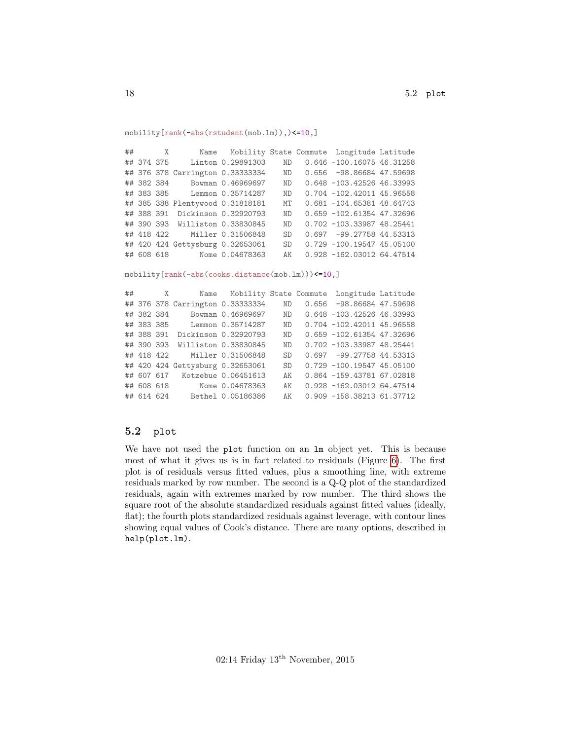```r
mobility[rank(-abs(rstudent(mob.lm)),)<=10,]
```

```
##       X       Name   Mobility State Commute  Longitude Latitude
## 374 375     Linton 0.29891303    ND   0.646 -100.16075 46.31258
## 376 378 Carrington 0.33333334    ND   0.656  -98.86684 47.59698
## 382 384     Bowman 0.46969697    ND   0.648 -103.42526 46.33993
## 383 385     Lemmon 0.35714287    ND   0.704 -102.42011 45.96558
## 385 388 Plentywood 0.31818181    MT   0.681 -104.65381 48.64743
## 388 391  Dickinson 0.32920793    ND   0.659 -102.61354 47.32696
## 390 393  Williston 0.33830845    ND   0.702 -103.33987 48.25441
## 418 422     Miller 0.31506848    SD   0.697  -99.27758 44.53313
## 420 424 Gettysburg 0.32653061    SD   0.729 -100.19547 45.05100
## 608 618       Nome 0.04678363    AK   0.928 -162.03012 64.47514
```

```r
mobility[rank(-abs(cooks.distance(mob.lm)))<=10,]
```

```
##       X       Name   Mobility State Commute  Longitude Latitude
## 376 378 Carrington 0.33333334    ND   0.656  -98.86684 47.59698
## 382 384     Bowman 0.46969697    ND   0.648 -103.42526 46.33993
## 383 385     Lemmon 0.35714287    ND   0.704 -102.42011 45.96558
## 388 391  Dickinson 0.32920793    ND   0.659 -102.61354 47.32696
## 390 393  Williston 0.33830845    ND   0.702 -103.33987 48.25441
## 418 422     Miller 0.31506848    SD   0.697  -99.27758 44.53313
## 420 424 Gettysburg 0.32653061    SD   0.729 -100.19547 45.05100
## 607 617   Kotzebue 0.06451613    AK   0.864 -159.43781 67.02818
## 608 618       Nome 0.04678363    AK   0.928 -162.03012 64.47514
## 614 624     Bethel 0.05186386    AK   0.909 -158.38213 61.37712
```

## 5.2 plot

We have not used the `plot` function on an `lm` object yet. This is because most of what it gives us is in fact related to residuals (Figure 6). The first plot is of residuals versus fitted values, plus a smoothing line, with extreme residuals marked by row number. The second is a Q-Q plot of the standardized residuals, again with extremes marked by row number. The third shows the square root of the absolute standardized residuals against fitted values (ideally, flat); the fourth plots standardized residuals against leverage, with contour lines showing equal values of Cook's distance. There are many options, described in `help(plot.lm)`.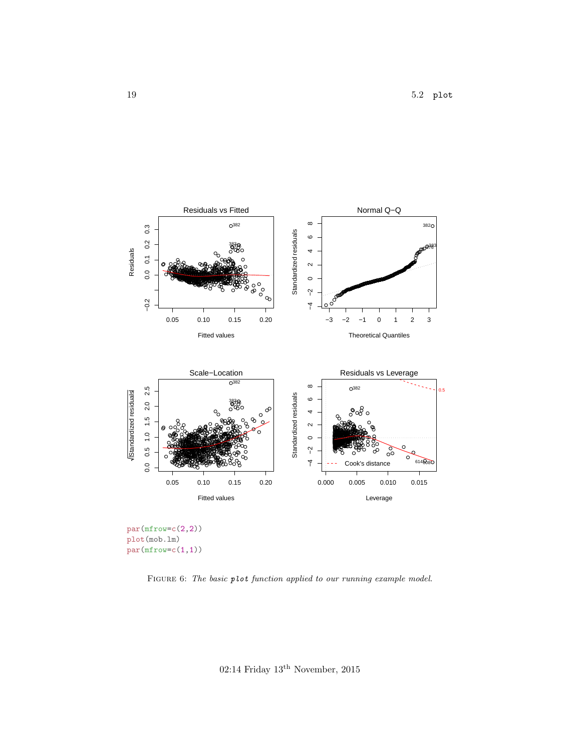Residuals vs Fitted

Residuals

Fitted values

Normal Q−Q

Standardized residuals

Theoretical Quantiles

Scale−Location

√|Standardized residuals|

Fitted values

Residuals vs Leverage

Standardized residuals

Leverage

Cook's distance

0.5

```
par(mfrow=c(2,2))
plot(mob.lm)
par(mfrow=c(1,1))
```

Figure 6: *The basic* `plot` *function applied to our running example model.*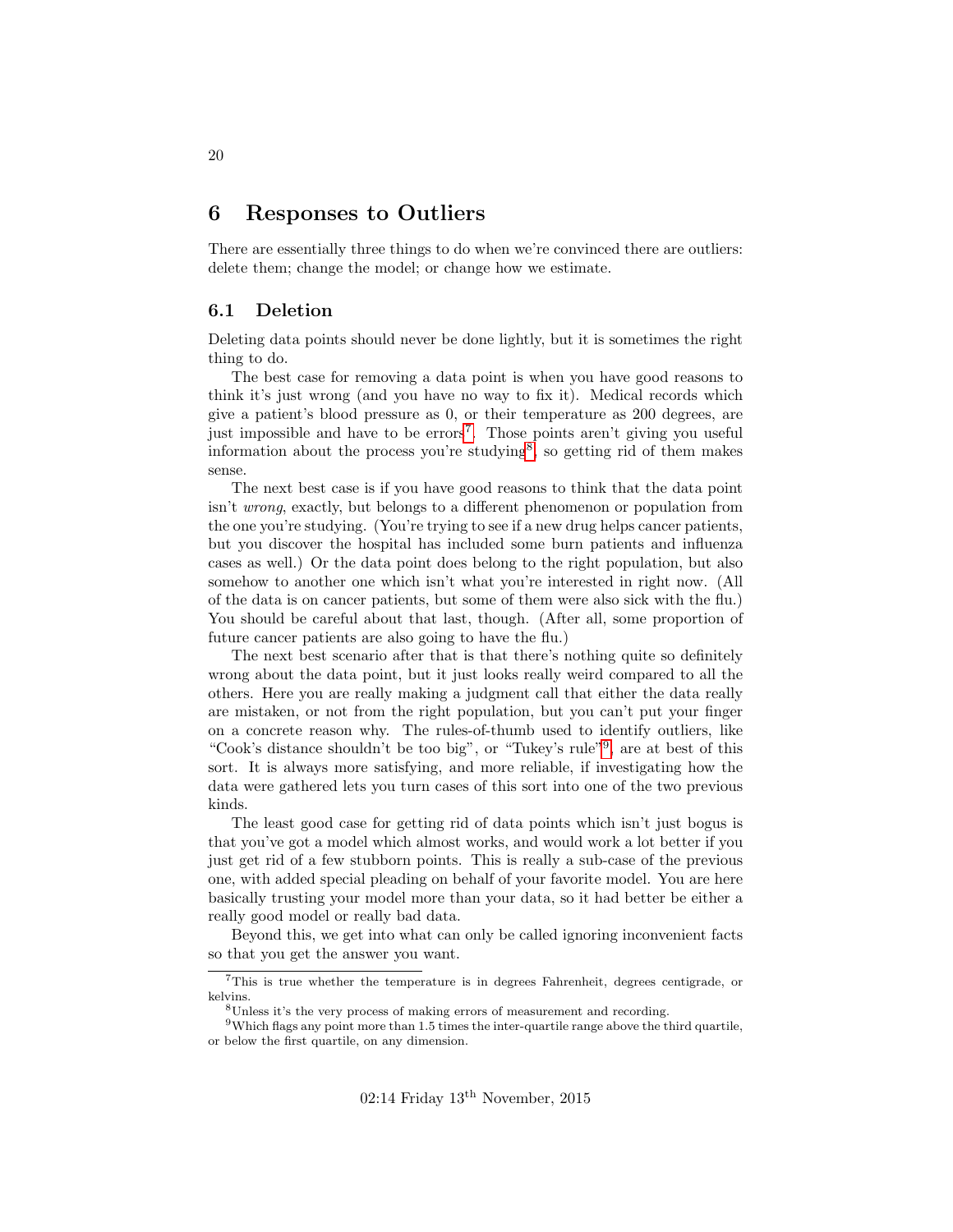# 6 Responses to Outliers

There are essentially three things to do when we're convinced there are outliers: delete them; change the model; or change how we estimate.

## 6.1 Deletion

Deleting data points should never be done lightly, but it is sometimes the right thing to do.

The best case for removing a data point is when you have good reasons to think it's just wrong (and you have no way to fix it). Medical records which give a patient's blood pressure as 0, or their temperature as 200 degrees, are just impossible and have to be errors[7]. Those points aren't giving you useful information about the process you're studying[8], so getting rid of them makes sense.

The next best case is if you have good reasons to think that the data point isn't *wrong*, exactly, but belongs to a different phenomenon or population from the one you're studying. (You're trying to see if a new drug helps cancer patients, but you discover the hospital has included some burn patients and influenza cases as well.) Or the data point does belong to the right population, but also somehow to another one which isn't what you're interested in right now. (All of the data is on cancer patients, but some of them were also sick with the flu.) You should be careful about that last, though. (After all, some proportion of future cancer patients are also going to have the flu.)

The next best scenario after that is that there's nothing quite so definitely wrong about the data point, but it just looks really weird compared to all the others. Here you are really making a judgment call that either the data really are mistaken, or not from the right population, but you can't put your finger on a concrete reason why. The rules-of-thumb used to identify outliers, like "Cook's distance shouldn't be too big", or "Tukey's rule"[9], are at best of this sort. It is always more satisfying, and more reliable, if investigating how the data were gathered lets you turn cases of this sort into one of the two previous kinds.

The least good case for getting rid of data points which isn't just bogus is that you've got a model which almost works, and would work a lot better if you just get rid of a few stubborn points. This is really a sub-case of the previous one, with added special pleading on behalf of your favorite model. You are here basically trusting your model more than your data, so it had better be either a really good model or really bad data.

Beyond this, we get into what can only be called ignoring inconvenient facts so that you get the answer you want.

---

[7] This is true whether the temperature is in degrees Fahrenheit, degrees centigrade, or kelvins.

[8] Unless it's the very process of making errors of measurement and recording.

[9] Which flags any point more than 1.5 times the inter-quartile range above the third quartile, or below the first quartile, on any dimension.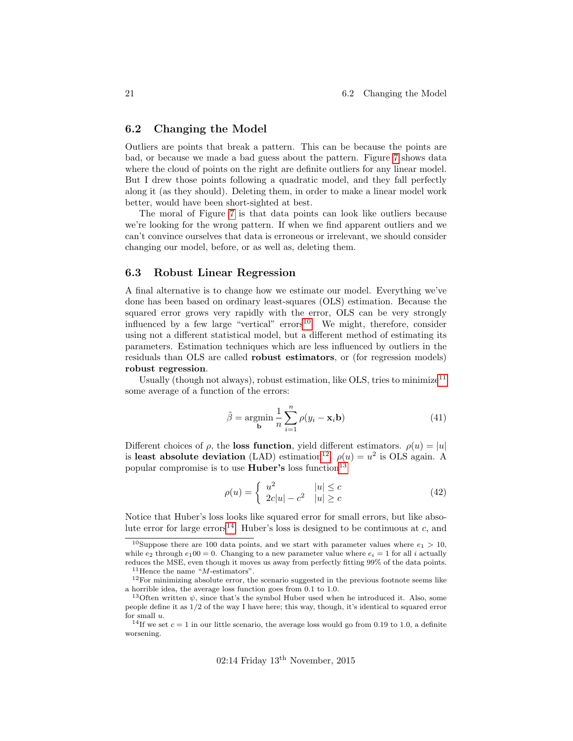## 6.2 Changing the Model

Outliers are points that break a pattern. This can be because the points are bad, or because we made a bad guess about the pattern. Figure 7 shows data where the cloud of points on the right are definite outliers for any linear model. But I drew those points following a quadratic model, and they fall perfectly along it (as they should). Deleting them, in order to make a linear model work better, would have been short-sighted at best.

The moral of Figure 7 is that data points can look like outliers because we're looking for the wrong pattern. If when we find apparent outliers and we can't convince ourselves that data is erroneous or irrelevant, we should consider changing our model, before, or as well as, deleting them.

## 6.3 Robust Linear Regression

A final alternative is to change how we estimate our model. Everything we've done has been based on ordinary least-squares (OLS) estimation. Because the squared error grows very rapidly with the error, OLS can be very strongly influenced by a few large "vertical" errors[10]. We might, therefore, consider using not a different statistical model, but a different method of estimating its parameters. Estimation techniques which are less influenced by outliers in the residuals than OLS are called **robust estimators**, or (for regression models) **robust regression**.

Usually (though not always), robust estimation, like OLS, tries to minimize[11] some average of a function of the errors:

$$\tilde{\beta} = \underset{\mathbf{b}}{\operatorname{argmin}} \frac{1}{n} \sum_{i=1}^{n} \rho(y_i - \mathbf{x}_i \mathbf{b}) \tag{41}$$

Different choices of $\rho$, the **loss function**, yield different estimators. $\rho(u) = |u|$ is **least absolute deviation** (LAD) estimation[12]. $\rho(u) = u^2$ is OLS again. A popular compromise is to use **Huber's** loss function[13]

$$\rho(u) = \begin{cases} u^2 & |u| \leq c \\ 2c|u| - c^2 & |u| \geq c \end{cases} \tag{42}$$

Notice that Huber's loss looks like squared error for small errors, but like absolute error for large errors[14]. Huber's loss is designed to be continuous at $c$, and

---

[10] Suppose there are 100 data points, and we start with parameter values where $e_1 > 10$, while $e_2$ through $e_1 00 = 0$. Changing to a new parameter value where $e_i = 1$ for all $i$ actually reduces the MSE, even though it moves us away from perfectly fitting 99% of the data points.

[11] Hence the name "$M$-estimators".

[12] For minimizing absolute error, the scenario suggested in the previous footnote seems like a horrible idea, the average loss function goes from 0.1 to 1.0.

[13] Often written $\psi$, since that's the symbol Huber used when he introduced it. Also, some people define it as 1/2 of the way I have here; this way, though, it's identical to squared error for small $u$.

[14] If we set $c = 1$ in our little scenario, the average loss would go from 0.19 to 1.0, a definite worsening.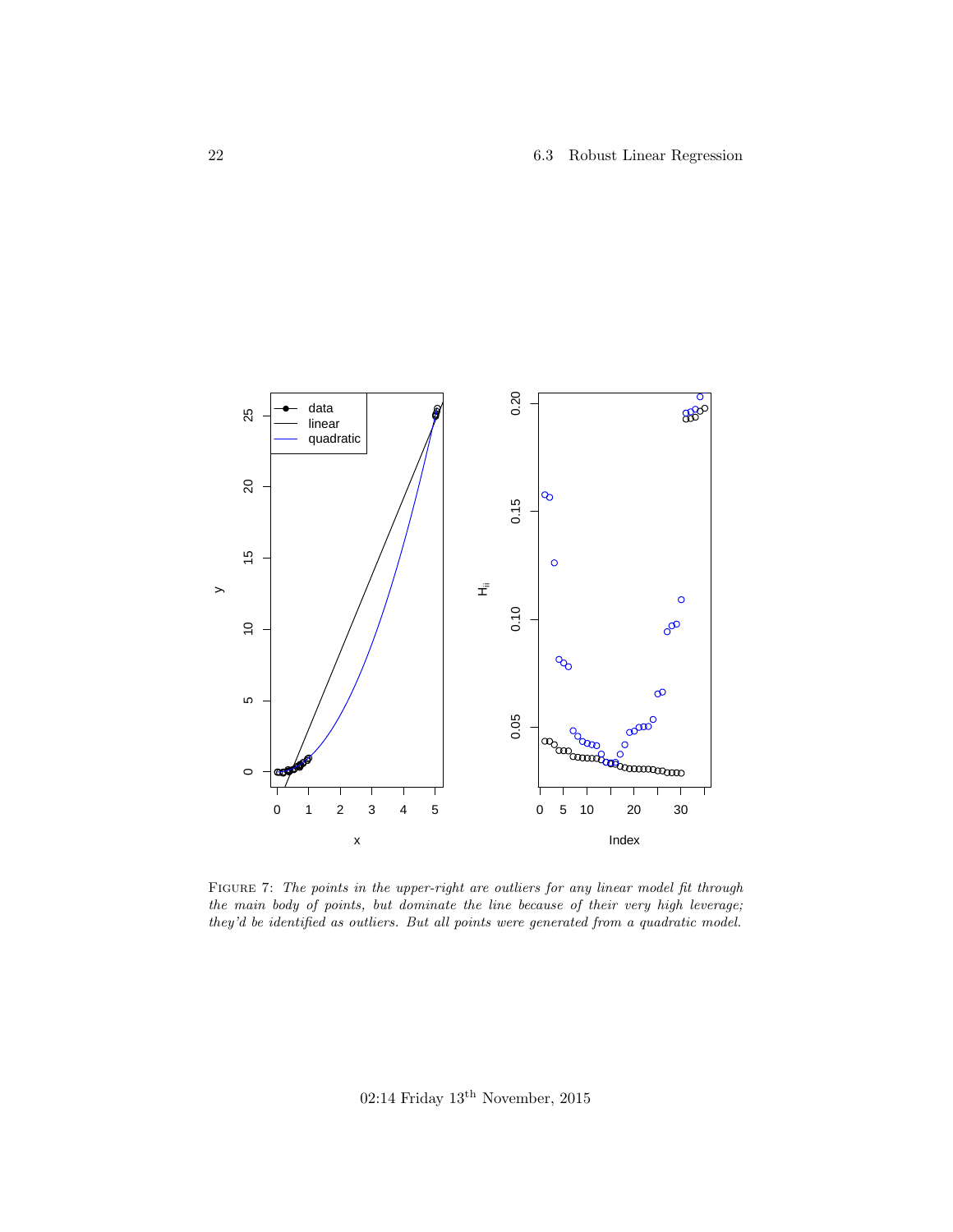data
linear
quadratic

y

0
5
10
15
20
25

x

0 1 2 3 4 5

$H_{ii}$

0.05
0.10
0.15
0.20

Index

0 5 10 20 30

FIGURE 7: *The points in the upper-right are outliers for any linear model fit through the main body of points, but dominate the line because of their very high leverage; they'd be identified as outliers. But all points were generated from a quadratic model.*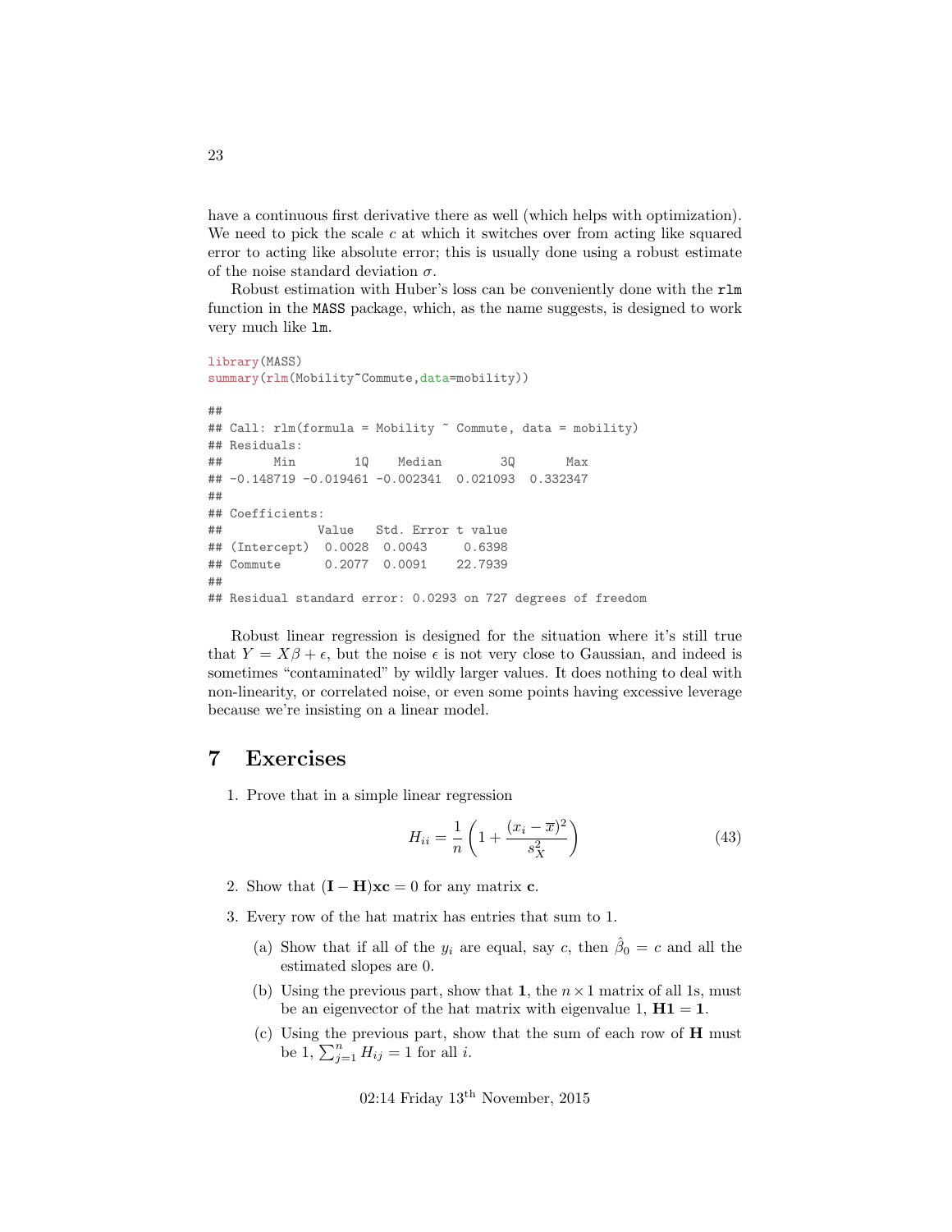have a continuous first derivative there as well (which helps with optimization). We need to pick the scale $c$ at which it switches over from acting like squared error to acting like absolute error; this is usually done using a robust estimate of the noise standard deviation $\sigma$.

Robust estimation with Huber's loss can be conveniently done with the `rlm` function in the `MASS` package, which, as the name suggests, is designed to work very much like `lm`.

```
library(MASS)
summary(rlm(Mobility~Commute,data=mobility))

##
## Call: rlm(formula = Mobility ~ Commute, data = mobility)
## Residuals:
##       Min        1Q    Median        3Q       Max
## -0.148719 -0.019461 -0.002341  0.021093  0.332347
##
## Coefficients:
##             Value   Std. Error t value
## (Intercept)  0.0028  0.0043     0.6398
## Commute      0.2077  0.0091    22.7939
##
## Residual standard error: 0.0293 on 727 degrees of freedom
```

Robust linear regression is designed for the situation where it's still true that $Y = X\beta + \epsilon$, but the noise $\epsilon$ is not very close to Gaussian, and indeed is sometimes "contaminated" by wildly larger values. It does nothing to deal with non-linearity, or correlated noise, or even some points having excessive leverage because we're insisting on a linear model.

# 7 Exercises

1. Prove that in a simple linear regression

$$H_{ii} = \frac{1}{n}\left(1 + \frac{(x_i - \overline{x})^2}{s_X^2}\right) \tag{43}$$

2. Show that $(\mathbf{I} - \mathbf{H})\mathbf{x}\mathbf{c} = 0$ for any matrix $\mathbf{c}$.

3. Every row of the hat matrix has entries that sum to 1.

   (a) Show that if all of the $y_i$ are equal, say $c$, then $\hat{\beta}_0 = c$ and all the estimated slopes are 0.

   (b) Using the previous part, show that $\mathbf{1}$, the $n \times 1$ matrix of all 1s, must be an eigenvector of the hat matrix with eigenvalue 1, $\mathbf{H}\mathbf{1} = \mathbf{1}$.

   (c) Using the previous part, show that the sum of each row of $\mathbf{H}$ must be 1, $\sum_{j=1}^{n} H_{ij} = 1$ for all $i$.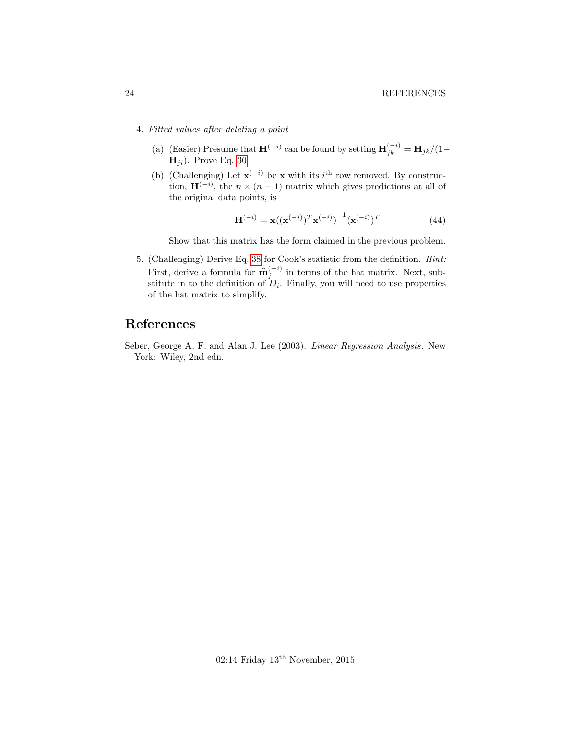4. *Fitted values after deleting a point*

   (a) (Easier) Presume that $\mathbf{H}^{(-i)}$ can be found by setting $\mathbf{H}^{(-i)}_{jk} = \mathbf{H}_{jk}/(1-\mathbf{H}_{ji})$. Prove Eq. 30.

   (b) (Challenging) Let $\mathbf{x}^{(-i)}$ be $\mathbf{x}$ with its $i^{\text{th}}$ row removed. By construction, $\mathbf{H}^{(-i)}$, the $n \times (n-1)$ matrix which gives predictions at all of the original data points, is

   $$\mathbf{H}^{(-i)} = \mathbf{x}((\mathbf{x}^{(-i)})^T \mathbf{x}^{(-i)})^{-1} (\mathbf{x}^{(-i)})^T \tag{44}$$

   Show that this matrix has the form claimed in the previous problem.

5. (Challenging) Derive Eq. 38 for Cook's statistic from the definition. *Hint:* First, derive a formula for $\widehat{\mathbf{m}}^{(-i)}_j$ in terms of the hat matrix. Next, substitute in to the definition of $D_i$. Finally, you will need to use properties of the hat matrix to simplify.

# References

Seber, George A. F. and Alan J. Lee (2003). *Linear Regression Analysis*. New York: Wiley, 2nd edn.